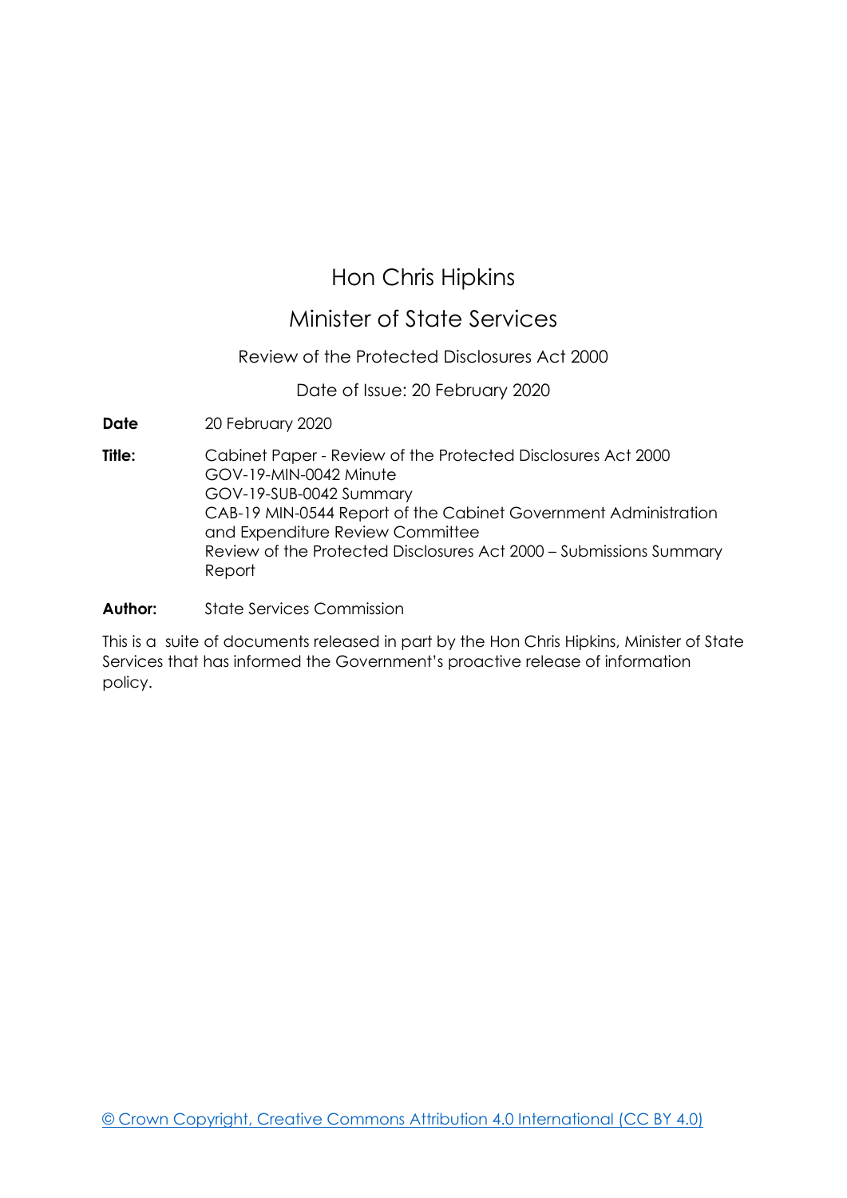# Hon Chris Hipkins

## Minister of State Services

Review of the Protected Disclosures Act 2000

Date of Issue: 20 February 2020

**Date** 20 February 2020

**Title:** Cabinet Paper - Review of the Protected Disclosures Act 2000
GOV-19-MIN-0042 Minute
GOV-19-SUB-0042 Summary
CAB-19 MIN-0544 Report of the Cabinet Government Administration and Expenditure Review Committee
Review of the Protected Disclosures Act 2000 – Submissions Summary Report

**Author:** State Services Commission

This is a suite of documents released in part by the Hon Chris Hipkins, Minister of State Services that has informed the Government's proactive release of information policy.

© Crown Copyright, Creative Commons Attribution 4.0 International (CC BY 4.0)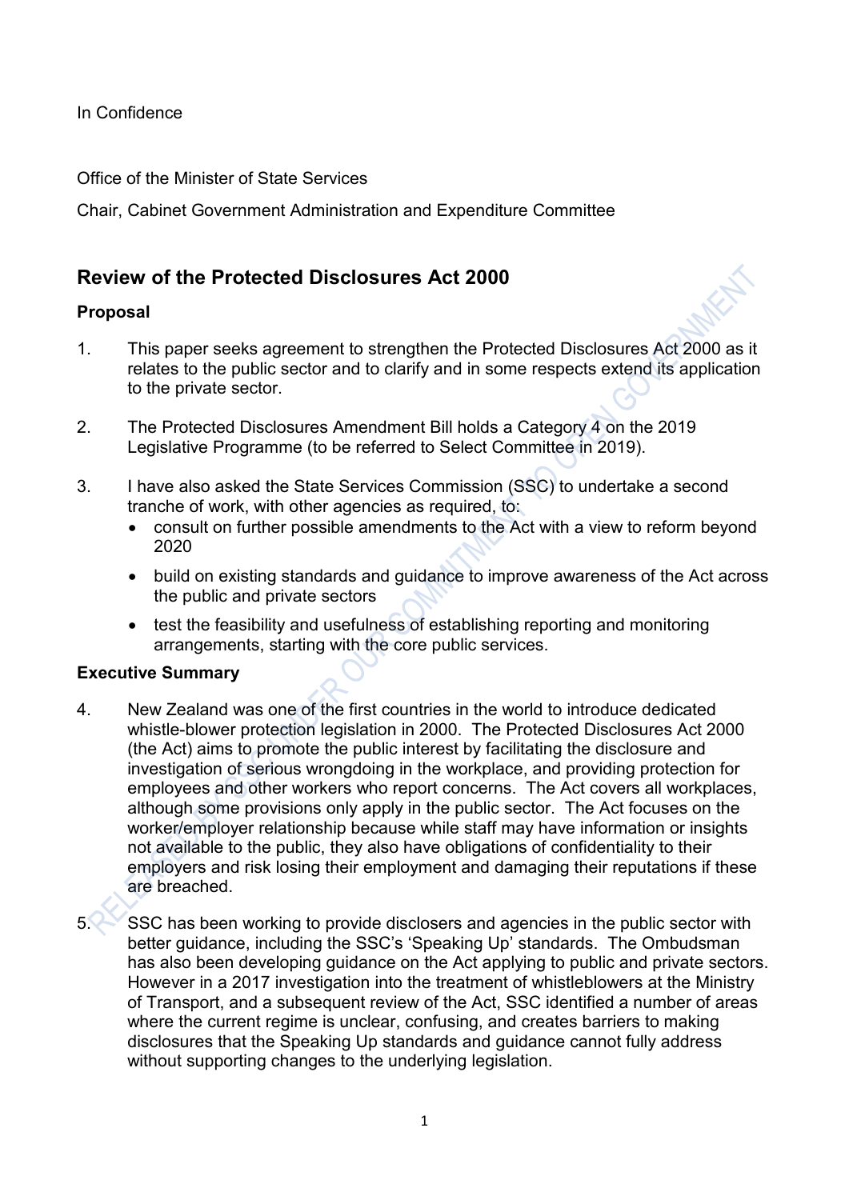In Confidence

Office of the Minister of State Services

Chair, Cabinet Government Administration and Expenditure Committee

## Review of the Protected Disclosures Act 2000

### Proposal

1. This paper seeks agreement to strengthen the Protected Disclosures Act 2000 as it relates to the public sector and to clarify and in some respects extend its application to the private sector.

2. The Protected Disclosures Amendment Bill holds a Category 4 on the 2019 Legislative Programme (to be referred to Select Committee in 2019).

3. I have also asked the State Services Commission (SSC) to undertake a second tranche of work, with other agencies as required, to:
   - consult on further possible amendments to the Act with a view to reform beyond 2020
   - build on existing standards and guidance to improve awareness of the Act across the public and private sectors
   - test the feasibility and usefulness of establishing reporting and monitoring arrangements, starting with the core public services.

### Executive Summary

4. New Zealand was one of the first countries in the world to introduce dedicated whistle-blower protection legislation in 2000. The Protected Disclosures Act 2000 (the Act) aims to promote the public interest by facilitating the disclosure and investigation of serious wrongdoing in the workplace, and providing protection for employees and other workers who report concerns. The Act covers all workplaces, although some provisions only apply in the public sector. The Act focuses on the worker/employer relationship because while staff may have information or insights not available to the public, they also have obligations of confidentiality to their employers and risk losing their employment and damaging their reputations if these are breached.

5. SSC has been working to provide disclosers and agencies in the public sector with better guidance, including the SSC's 'Speaking Up' standards. The Ombudsman has also been developing guidance on the Act applying to public and private sectors. However in a 2017 investigation into the treatment of whistleblowers at the Ministry of Transport, and a subsequent review of the Act, SSC identified a number of areas where the current regime is unclear, confusing, and creates barriers to making disclosures that the Speaking Up standards and guidance cannot fully address without supporting changes to the underlying legislation.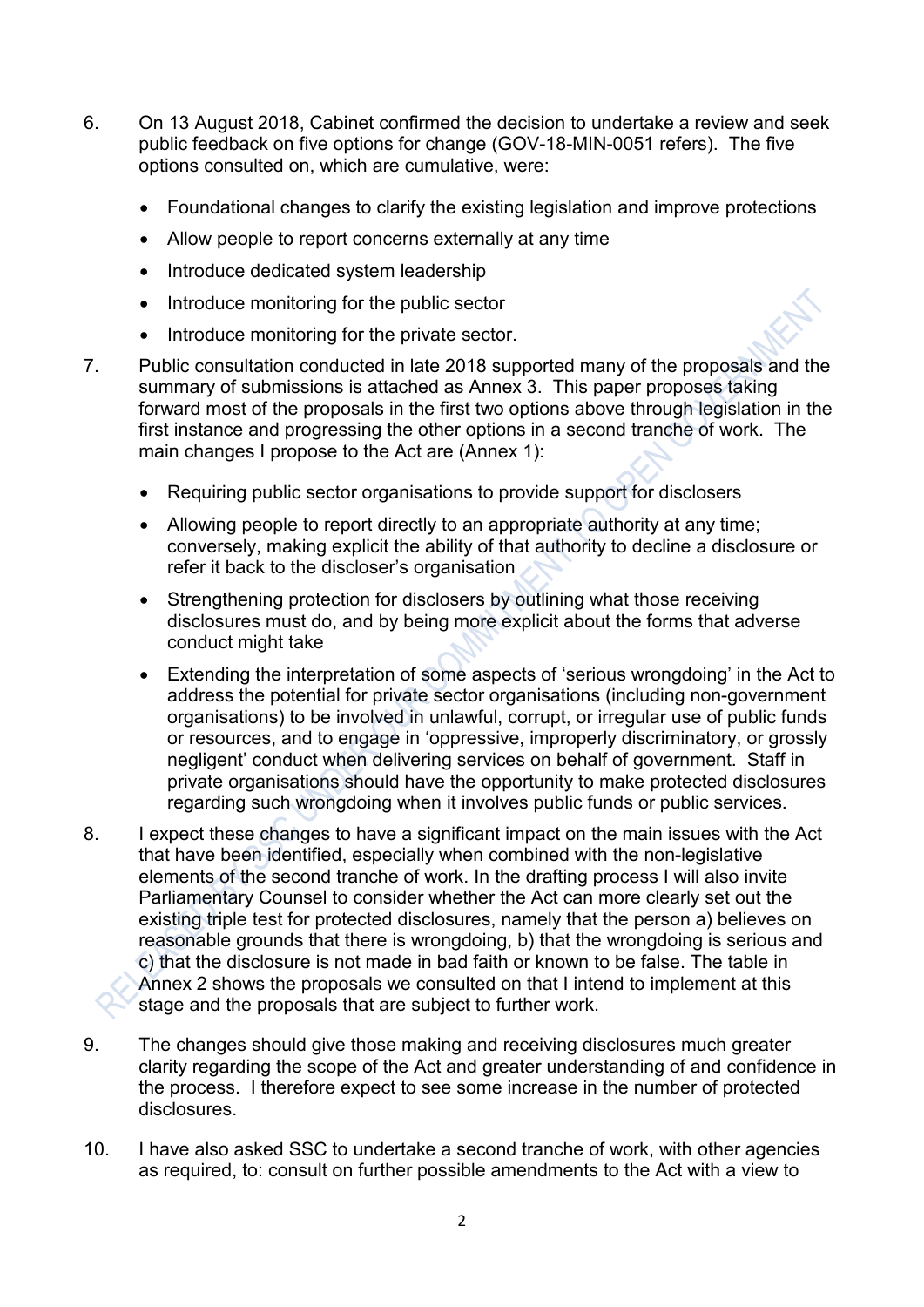6. On 13 August 2018, Cabinet confirmed the decision to undertake a review and seek public feedback on five options for change (GOV-18-MIN-0051 refers). The five options consulted on, which are cumulative, were:

   - Foundational changes to clarify the existing legislation and improve protections
   - Allow people to report concerns externally at any time
   - Introduce dedicated system leadership
   - Introduce monitoring for the public sector
   - Introduce monitoring for the private sector.

7. Public consultation conducted in late 2018 supported many of the proposals and the summary of submissions is attached as Annex 3. This paper proposes taking forward most of the proposals in the first two options above through legislation in the first instance and progressing the other options in a second tranche of work. The main changes I propose to the Act are (Annex 1):

   - Requiring public sector organisations to provide support for disclosers
   - Allowing people to report directly to an appropriate authority at any time; conversely, making explicit the ability of that authority to decline a disclosure or refer it back to the discloser's organisation
   - Strengthening protection for disclosers by outlining what those receiving disclosures must do, and by being more explicit about the forms that adverse conduct might take
   - Extending the interpretation of some aspects of 'serious wrongdoing' in the Act to address the potential for private sector organisations (including non-government organisations) to be involved in unlawful, corrupt, or irregular use of public funds or resources, and to engage in 'oppressive, improperly discriminatory, or grossly negligent' conduct when delivering services on behalf of government. Staff in private organisations should have the opportunity to make protected disclosures regarding such wrongdoing when it involves public funds or public services.

8. I expect these changes to have a significant impact on the main issues with the Act that have been identified, especially when combined with the non-legislative elements of the second tranche of work. In the drafting process I will also invite Parliamentary Counsel to consider whether the Act can more clearly set out the existing triple test for protected disclosures, namely that the person a) believes on reasonable grounds that there is wrongdoing, b) that the wrongdoing is serious and c) that the disclosure is not made in bad faith or known to be false. The table in Annex 2 shows the proposals we consulted on that I intend to implement at this stage and the proposals that are subject to further work.

9. The changes should give those making and receiving disclosures much greater clarity regarding the scope of the Act and greater understanding of and confidence in the process. I therefore expect to see some increase in the number of protected disclosures.

10. I have also asked SSC to undertake a second tranche of work, with other agencies as required, to: consult on further possible amendments to the Act with a view to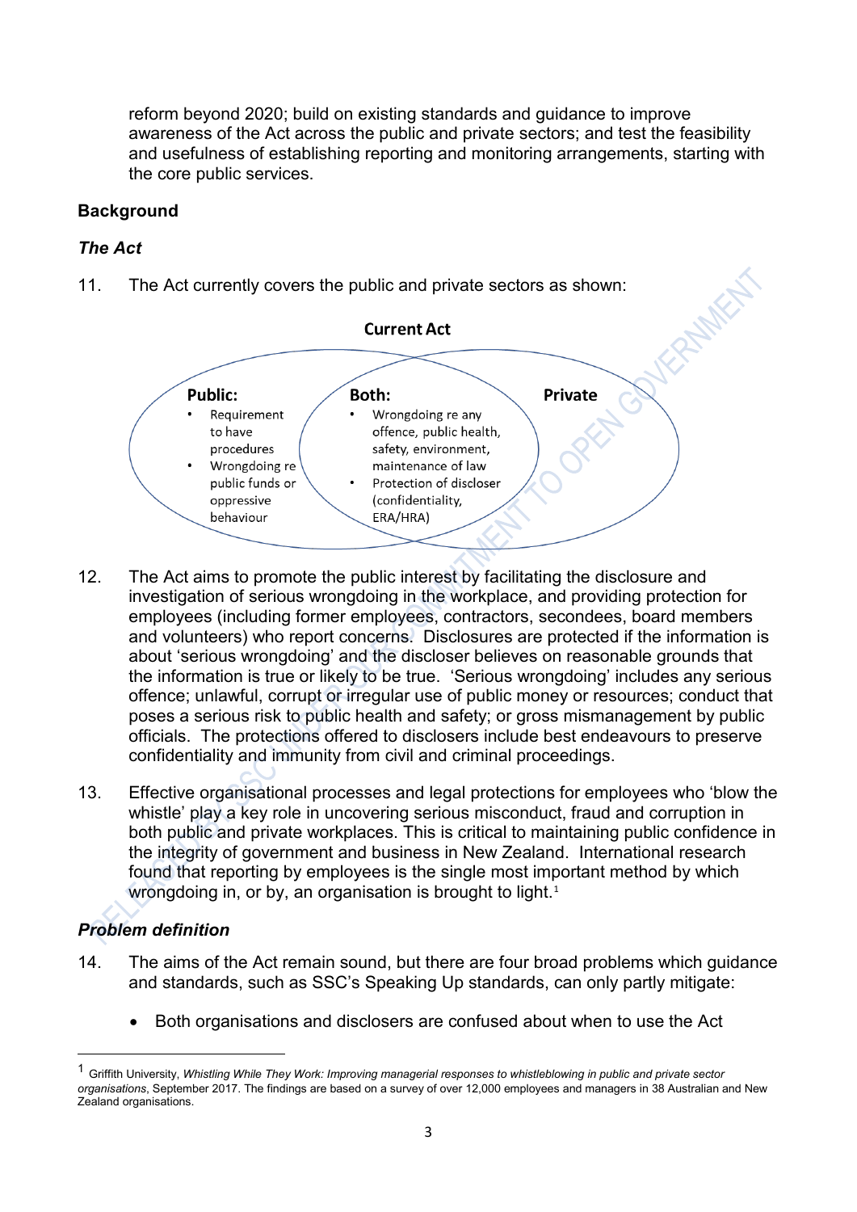reform beyond 2020; build on existing standards and guidance to improve awareness of the Act across the public and private sectors; and test the feasibility and usefulness of establishing reporting and monitoring arrangements, starting with the core public services.

**Background**

***The Act***

11. The Act currently covers the public and private sectors as shown:

**Current Act**

**Public:**
- Requirement to have procedures
- Wrongdoing re public funds or oppressive behaviour

**Both:**
- Wrongdoing re any offence, public health, safety, environment, maintenance of law
- Protection of discloser (confidentiality, ERA/HRA)

**Private**

12. The Act aims to promote the public interest by facilitating the disclosure and investigation of serious wrongdoing in the workplace, and providing protection for employees (including former employees, contractors, secondees, board members and volunteers) who report concerns. Disclosures are protected if the information is about 'serious wrongdoing' and the discloser believes on reasonable grounds that the information is true or likely to be true. 'Serious wrongdoing' includes any serious offence; unlawful, corrupt or irregular use of public money or resources; conduct that poses a serious risk to public health and safety; or gross mismanagement by public officials. The protections offered to disclosers include best endeavours to preserve confidentiality and immunity from civil and criminal proceedings.

13. Effective organisational processes and legal protections for employees who 'blow the whistle' play a key role in uncovering serious misconduct, fraud and corruption in both public and private workplaces. This is critical to maintaining public confidence in the integrity of government and business in New Zealand. International research found that reporting by employees is the single most important method by which wrongdoing in, or by, an organisation is brought to light.[1]

***Problem definition***

14. The aims of the Act remain sound, but there are four broad problems which guidance and standards, such as SSC's Speaking Up standards, can only partly mitigate:

- Both organisations and disclosers are confused about when to use the Act

---

[1] Griffith University, *Whistling While They Work: Improving managerial responses to whistleblowing in public and private sector organisations*, September 2017. The findings are based on a survey of over 12,000 employees and managers in 38 Australian and New Zealand organisations.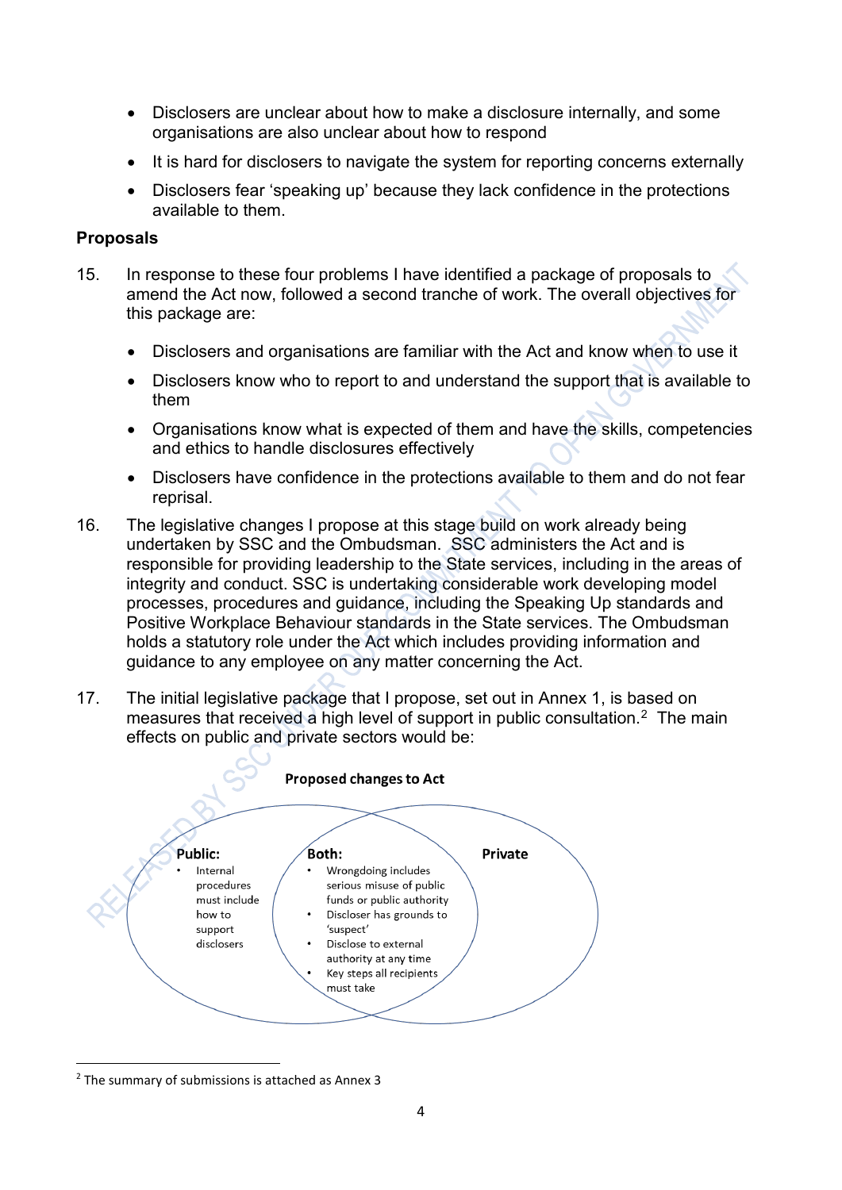- Disclosers are unclear about how to make a disclosure internally, and some organisations are also unclear about how to respond
- It is hard for disclosers to navigate the system for reporting concerns externally
- Disclosers fear 'speaking up' because they lack confidence in the protections available to them.

**Proposals**

15. In response to these four problems I have identified a package of proposals to amend the Act now, followed a second tranche of work. The overall objectives for this package are:

    - Disclosers and organisations are familiar with the Act and know when to use it
    - Disclosers know who to report to and understand the support that is available to them
    - Organisations know what is expected of them and have the skills, competencies and ethics to handle disclosures effectively
    - Disclosers have confidence in the protections available to them and do not fear reprisal.

16. The legislative changes I propose at this stage build on work already being undertaken by SSC and the Ombudsman. SSC administers the Act and is responsible for providing leadership to the State services, including in the areas of integrity and conduct. SSC is undertaking considerable work developing model processes, procedures and guidance, including the Speaking Up standards and Positive Workplace Behaviour standards in the State services. The Ombudsman holds a statutory role under the Act which includes providing information and guidance to any employee on any matter concerning the Act.

17. The initial legislative package that I propose, set out in Annex 1, is based on measures that received a high level of support in public consultation.[2] The main effects on public and private sectors would be:

**Proposed changes to Act**

**Public:**
- Internal procedures must include how to support disclosers

**Both:**
- Wrongdoing includes serious misuse of public funds or public authority
- Discloser has grounds to 'suspect'
- Disclose to external authority at any time
- Key steps all recipients must take

**Private**

[2] The summary of submissions is attached as Annex 3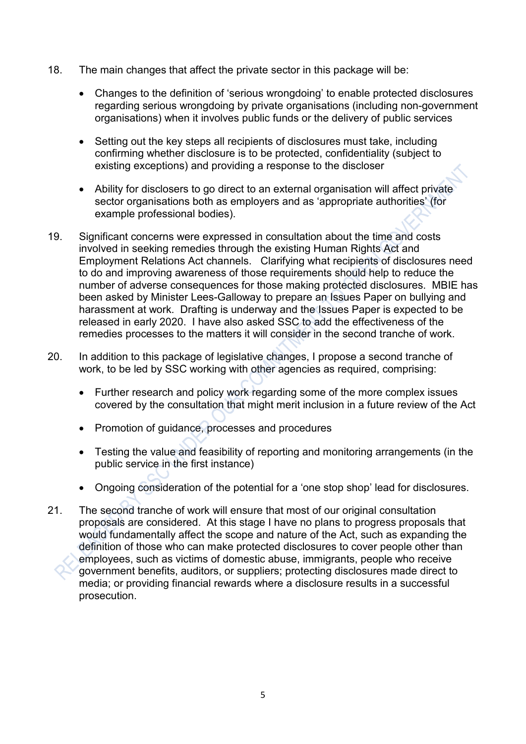18. The main changes that affect the private sector in this package will be:

    - Changes to the definition of 'serious wrongdoing' to enable protected disclosures regarding serious wrongdoing by private organisations (including non-government organisations) when it involves public funds or the delivery of public services

    - Setting out the key steps all recipients of disclosures must take, including confirming whether disclosure is to be protected, confidentiality (subject to existing exceptions) and providing a response to the discloser

    - Ability for disclosers to go direct to an external organisation will affect private sector organisations both as employers and as 'appropriate authorities' (for example professional bodies).

19. Significant concerns were expressed in consultation about the time and costs involved in seeking remedies through the existing Human Rights Act and Employment Relations Act channels. Clarifying what recipients of disclosures need to do and improving awareness of those requirements should help to reduce the number of adverse consequences for those making protected disclosures. MBIE has been asked by Minister Lees-Galloway to prepare an Issues Paper on bullying and harassment at work. Drafting is underway and the Issues Paper is expected to be released in early 2020. I have also asked SSC to add the effectiveness of the remedies processes to the matters it will consider in the second tranche of work.

20. In addition to this package of legislative changes, I propose a second tranche of work, to be led by SSC working with other agencies as required, comprising:

    - Further research and policy work regarding some of the more complex issues covered by the consultation that might merit inclusion in a future review of the Act

    - Promotion of guidance, processes and procedures

    - Testing the value and feasibility of reporting and monitoring arrangements (in the public service in the first instance)

    - Ongoing consideration of the potential for a 'one stop shop' lead for disclosures.

21. The second tranche of work will ensure that most of our original consultation proposals are considered. At this stage I have no plans to progress proposals that would fundamentally affect the scope and nature of the Act, such as expanding the definition of those who can make protected disclosures to cover people other than employees, such as victims of domestic abuse, immigrants, people who receive government benefits, auditors, or suppliers; protecting disclosures made direct to media; or providing financial rewards where a disclosure results in a successful prosecution.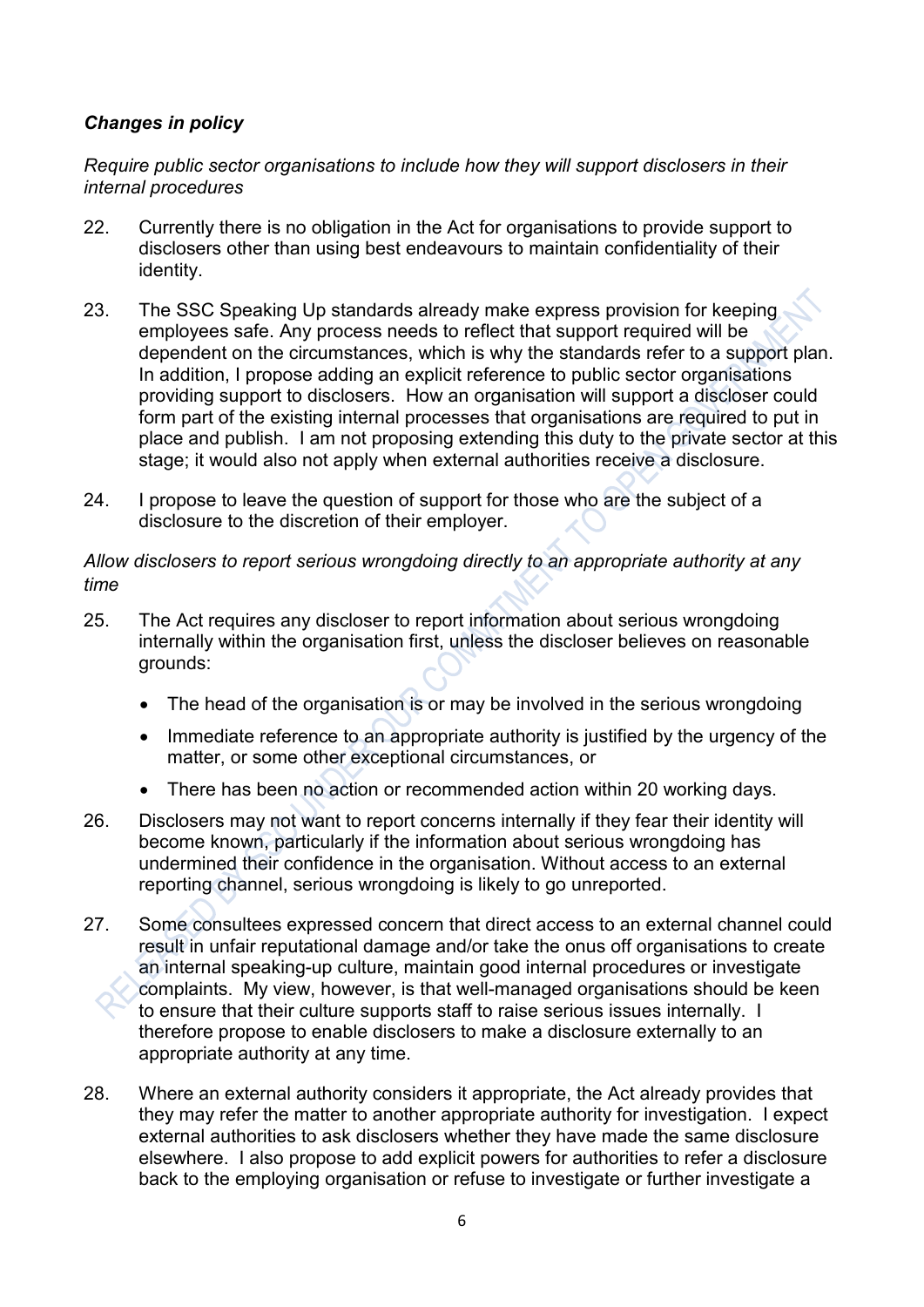### *Changes in policy*

*Require public sector organisations to include how they will support disclosers in their internal procedures*

22. Currently there is no obligation in the Act for organisations to provide support to disclosers other than using best endeavours to maintain confidentiality of their identity.

23. The SSC Speaking Up standards already make express provision for keeping employees safe. Any process needs to reflect that support required will be dependent on the circumstances, which is why the standards refer to a support plan. In addition, I propose adding an explicit reference to public sector organisations providing support to disclosers. How an organisation will support a discloser could form part of the existing internal processes that organisations are required to put in place and publish. I am not proposing extending this duty to the private sector at this stage; it would also not apply when external authorities receive a disclosure.

24. I propose to leave the question of support for those who are the subject of a disclosure to the discretion of their employer.

*Allow disclosers to report serious wrongdoing directly to an appropriate authority at any time*

25. The Act requires any discloser to report information about serious wrongdoing internally within the organisation first, unless the discloser believes on reasonable grounds:
    - The head of the organisation is or may be involved in the serious wrongdoing
    - Immediate reference to an appropriate authority is justified by the urgency of the matter, or some other exceptional circumstances, or
    - There has been no action or recommended action within 20 working days.

26. Disclosers may not want to report concerns internally if they fear their identity will become known, particularly if the information about serious wrongdoing has undermined their confidence in the organisation. Without access to an external reporting channel, serious wrongdoing is likely to go unreported.

27. Some consultees expressed concern that direct access to an external channel could result in unfair reputational damage and/or take the onus off organisations to create an internal speaking-up culture, maintain good internal procedures or investigate complaints. My view, however, is that well-managed organisations should be keen to ensure that their culture supports staff to raise serious issues internally. I therefore propose to enable disclosers to make a disclosure externally to an appropriate authority at any time.

28. Where an external authority considers it appropriate, the Act already provides that they may refer the matter to another appropriate authority for investigation. I expect external authorities to ask disclosers whether they have made the same disclosure elsewhere. I also propose to add explicit powers for authorities to refer a disclosure back to the employing organisation or refuse to investigate or further investigate a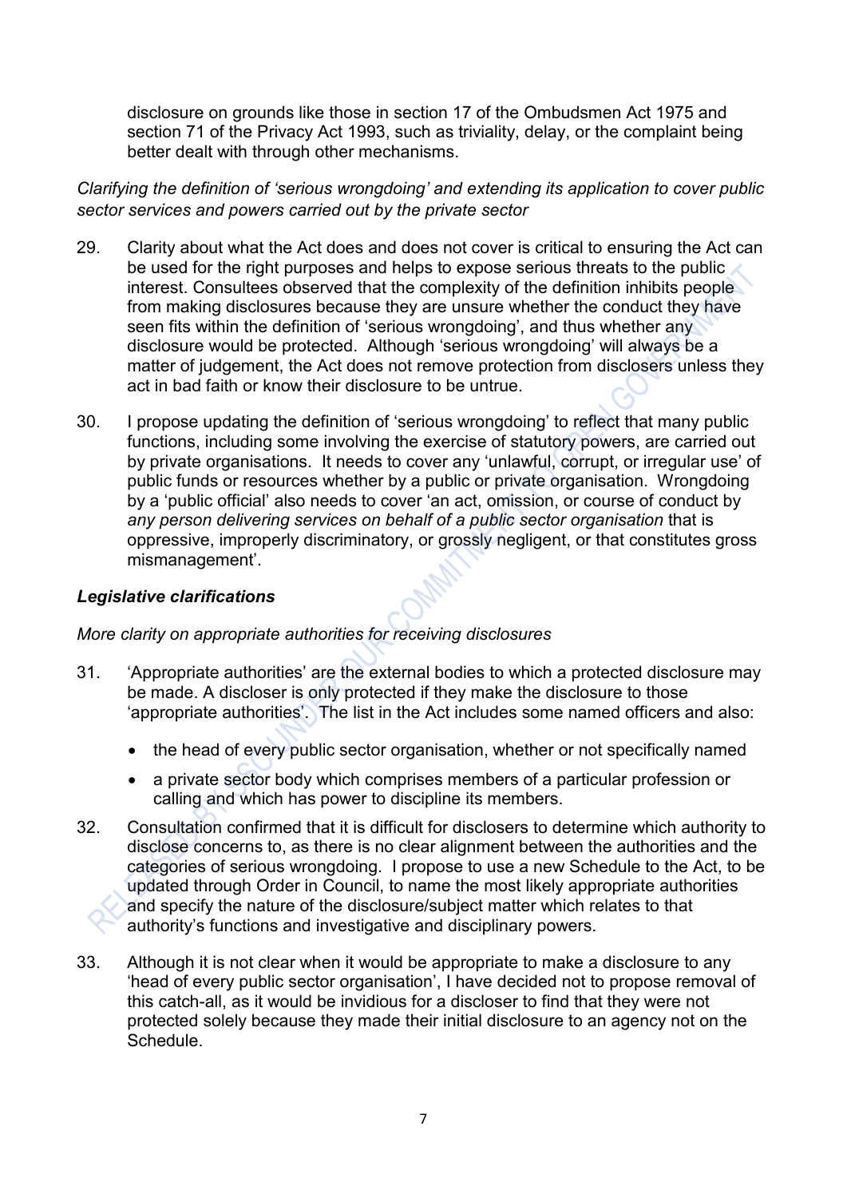disclosure on grounds like those in section 17 of the Ombudsmen Act 1975 and section 71 of the Privacy Act 1993, such as triviality, delay, or the complaint being better dealt with through other mechanisms.

*Clarifying the definition of 'serious wrongdoing' and extending its application to cover public sector services and powers carried out by the private sector*

29. Clarity about what the Act does and does not cover is critical to ensuring the Act can be used for the right purposes and helps to expose serious threats to the public interest. Consultees observed that the complexity of the definition inhibits people from making disclosures because they are unsure whether the conduct they have seen fits within the definition of 'serious wrongdoing', and thus whether any disclosure would be protected. Although 'serious wrongdoing' will always be a matter of judgement, the Act does not remove protection from disclosers unless they act in bad faith or know their disclosure to be untrue.

30. I propose updating the definition of 'serious wrongdoing' to reflect that many public functions, including some involving the exercise of statutory powers, are carried out by private organisations. It needs to cover any 'unlawful, corrupt, or irregular use' of public funds or resources whether by a public or private organisation. Wrongdoing by a 'public official' also needs to cover 'an act, omission, or course of conduct by *any person delivering services on behalf of a public sector organisation* that is oppressive, improperly discriminatory, or grossly negligent, or that constitutes gross mismanagement'.

***Legislative clarifications***

*More clarity on appropriate authorities for receiving disclosures*

31. 'Appropriate authorities' are the external bodies to which a protected disclosure may be made. A discloser is only protected if they make the disclosure to those 'appropriate authorities'. The list in the Act includes some named officers and also:
    - the head of every public sector organisation, whether or not specifically named
    - a private sector body which comprises members of a particular profession or calling and which has power to discipline its members.

32. Consultation confirmed that it is difficult for disclosers to determine which authority to disclose concerns to, as there is no clear alignment between the authorities and the categories of serious wrongdoing. I propose to use a new Schedule to the Act, to be updated through Order in Council, to name the most likely appropriate authorities and specify the nature of the disclosure/subject matter which relates to that authority's functions and investigative and disciplinary powers.

33. Although it is not clear when it would be appropriate to make a disclosure to any 'head of every public sector organisation', I have decided not to propose removal of this catch-all, as it would be invidious for a discloser to find that they were not protected solely because they made their initial disclosure to an agency not on the Schedule.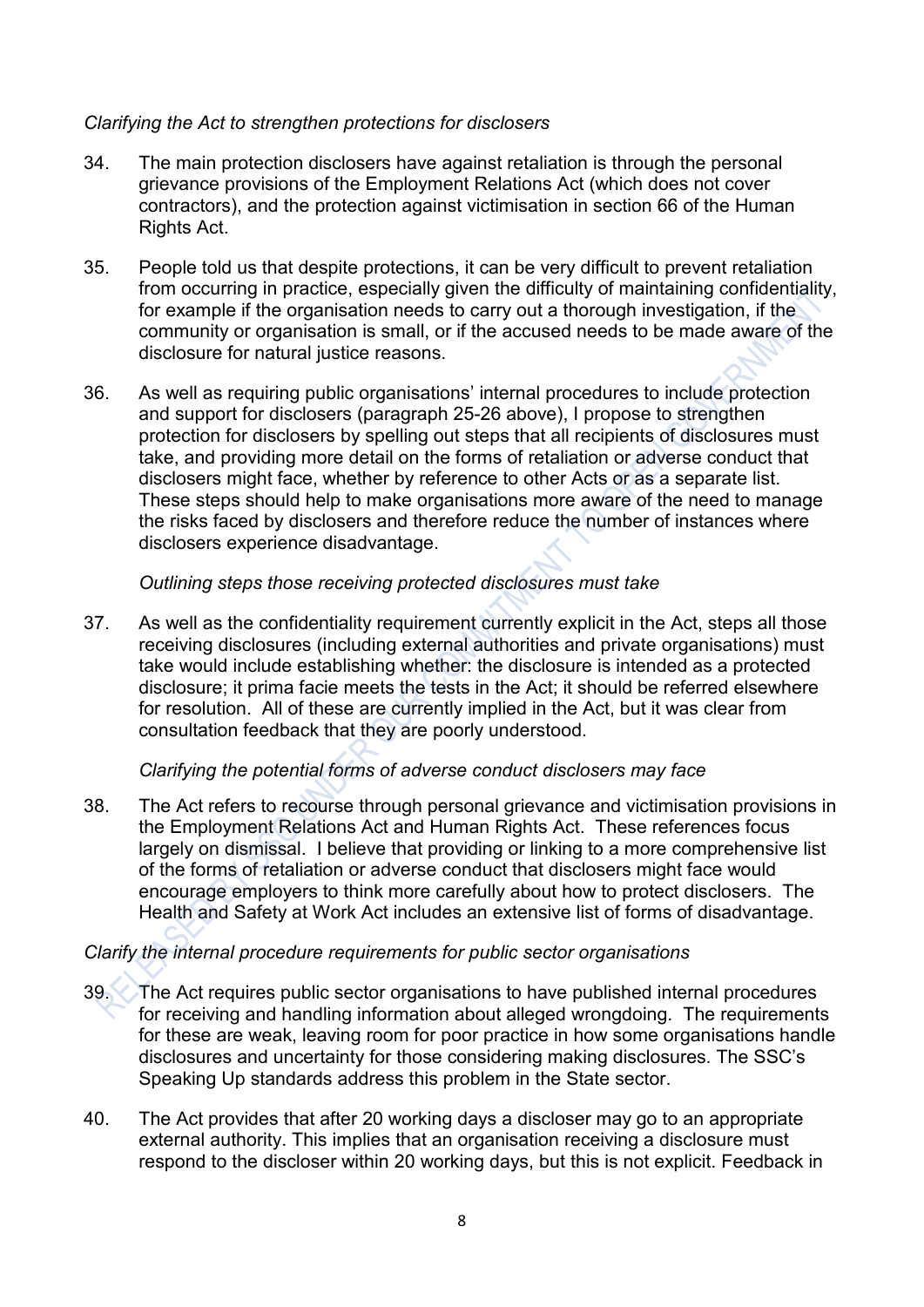*Clarifying the Act to strengthen protections for disclosers*

34. The main protection disclosers have against retaliation is through the personal grievance provisions of the Employment Relations Act (which does not cover contractors), and the protection against victimisation in section 66 of the Human Rights Act.

35. People told us that despite protections, it can be very difficult to prevent retaliation from occurring in practice, especially given the difficulty of maintaining confidentiality, for example if the organisation needs to carry out a thorough investigation, if the community or organisation is small, or if the accused needs to be made aware of the disclosure for natural justice reasons.

36. As well as requiring public organisations' internal procedures to include protection and support for disclosers (paragraph 25-26 above), I propose to strengthen protection for disclosers by spelling out steps that all recipients of disclosures must take, and providing more detail on the forms of retaliation or adverse conduct that disclosers might face, whether by reference to other Acts or as a separate list. These steps should help to make organisations more aware of the need to manage the risks faced by disclosers and therefore reduce the number of instances where disclosers experience disadvantage.

*Outlining steps those receiving protected disclosures must take*

37. As well as the confidentiality requirement currently explicit in the Act, steps all those receiving disclosures (including external authorities and private organisations) must take would include establishing whether: the disclosure is intended as a protected disclosure; it prima facie meets the tests in the Act; it should be referred elsewhere for resolution. All of these are currently implied in the Act, but it was clear from consultation feedback that they are poorly understood.

*Clarifying the potential forms of adverse conduct disclosers may face*

38. The Act refers to recourse through personal grievance and victimisation provisions in the Employment Relations Act and Human Rights Act. These references focus largely on dismissal. I believe that providing or linking to a more comprehensive list of the forms of retaliation or adverse conduct that disclosers might face would encourage employers to think more carefully about how to protect disclosers. The Health and Safety at Work Act includes an extensive list of forms of disadvantage.

*Clarify the internal procedure requirements for public sector organisations*

39. The Act requires public sector organisations to have published internal procedures for receiving and handling information about alleged wrongdoing. The requirements for these are weak, leaving room for poor practice in how some organisations handle disclosures and uncertainty for those considering making disclosures. The SSC's Speaking Up standards address this problem in the State sector.

40. The Act provides that after 20 working days a discloser may go to an appropriate external authority. This implies that an organisation receiving a disclosure must respond to the discloser within 20 working days, but this is not explicit. Feedback in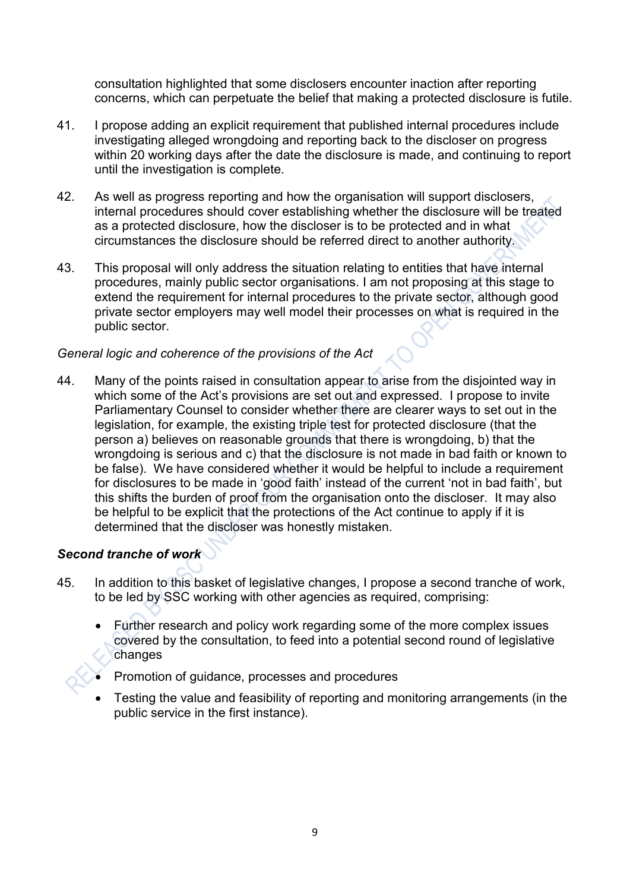consultation highlighted that some disclosers encounter inaction after reporting concerns, which can perpetuate the belief that making a protected disclosure is futile.

41. I propose adding an explicit requirement that published internal procedures include investigating alleged wrongdoing and reporting back to the discloser on progress within 20 working days after the date the disclosure is made, and continuing to report until the investigation is complete.

42. As well as progress reporting and how the organisation will support disclosers, internal procedures should cover establishing whether the disclosure will be treated as a protected disclosure, how the discloser is to be protected and in what circumstances the disclosure should be referred direct to another authority.

43. This proposal will only address the situation relating to entities that have internal procedures, mainly public sector organisations. I am not proposing at this stage to extend the requirement for internal procedures to the private sector, although good private sector employers may well model their processes on what is required in the public sector.

*General logic and coherence of the provisions of the Act*

44. Many of the points raised in consultation appear to arise from the disjointed way in which some of the Act's provisions are set out and expressed. I propose to invite Parliamentary Counsel to consider whether there are clearer ways to set out in the legislation, for example, the existing triple test for protected disclosure (that the person a) believes on reasonable grounds that there is wrongdoing, b) that the wrongdoing is serious and c) that the disclosure is not made in bad faith or known to be false). We have considered whether it would be helpful to include a requirement for disclosures to be made in 'good faith' instead of the current 'not in bad faith', but this shifts the burden of proof from the organisation onto the discloser. It may also be helpful to be explicit that the protections of the Act continue to apply if it is determined that the discloser was honestly mistaken.

### *Second tranche of work*

45. In addition to this basket of legislative changes, I propose a second tranche of work, to be led by SSC working with other agencies as required, comprising:

    - Further research and policy work regarding some of the more complex issues covered by the consultation, to feed into a potential second round of legislative changes
    - Promotion of guidance, processes and procedures
    - Testing the value and feasibility of reporting and monitoring arrangements (in the public service in the first instance).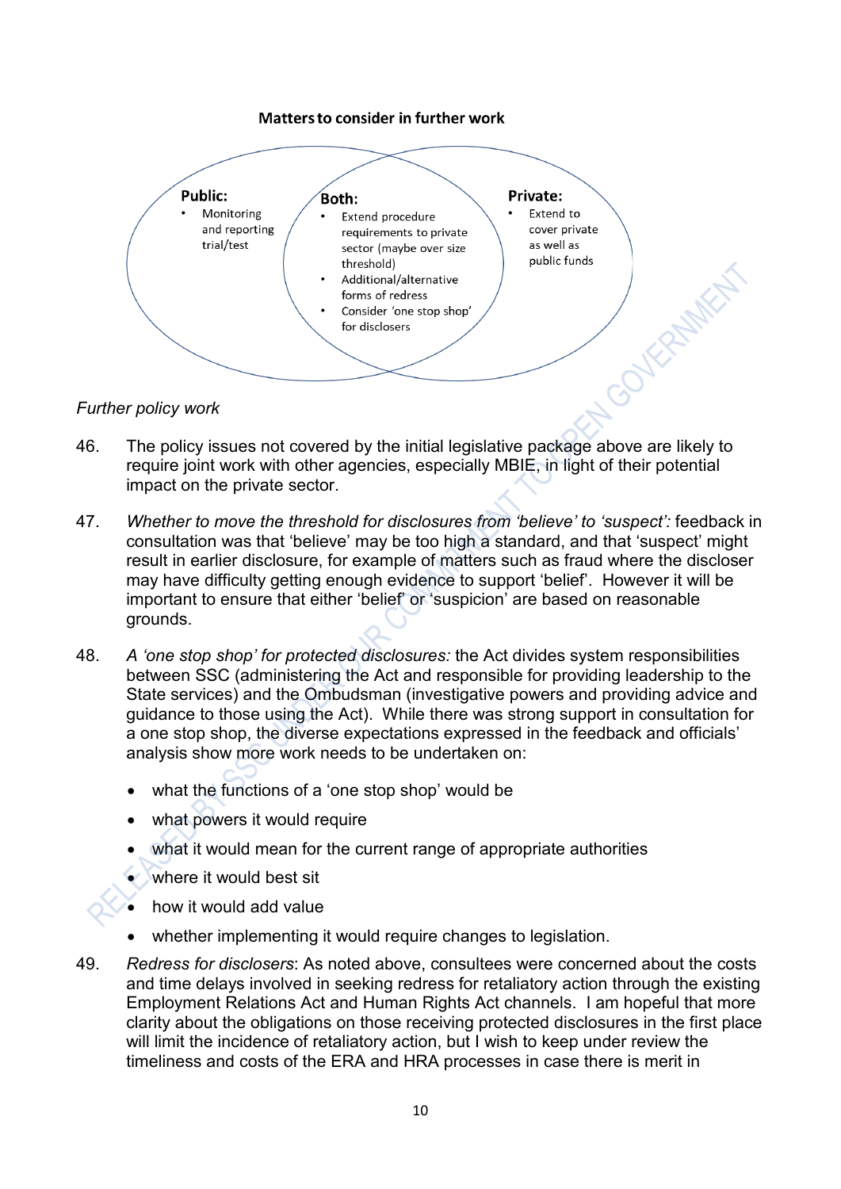**Matters to consider in further work**

**Public:**

- Monitoring and reporting trial/test

**Both:**

- Extend procedure requirements to private sector (maybe over size threshold)
- Additional/alternative forms of redress
- Consider 'one stop shop' for disclosers

**Private:**

- Extend to cover private as well as public funds

*Further policy work*

46. The policy issues not covered by the initial legislative package above are likely to require joint work with other agencies, especially MBIE, in light of their potential impact on the private sector.

47. *Whether to move the threshold for disclosures from 'believe' to 'suspect':* feedback in consultation was that 'believe' may be too high a standard, and that 'suspect' might result in earlier disclosure, for example of matters such as fraud where the discloser may have difficulty getting enough evidence to support 'belief'. However it will be important to ensure that either 'belief' or 'suspicion' are based on reasonable grounds.

48. *A 'one stop shop' for protected disclosures:* the Act divides system responsibilities between SSC (administering the Act and responsible for providing leadership to the State services) and the Ombudsman (investigative powers and providing advice and guidance to those using the Act). While there was strong support in consultation for a one stop shop, the diverse expectations expressed in the feedback and officials' analysis show more work needs to be undertaken on:

    - what the functions of a 'one stop shop' would be
    - what powers it would require
    - what it would mean for the current range of appropriate authorities
    - where it would best sit
    - how it would add value
    - whether implementing it would require changes to legislation.

49. *Redress for disclosers*: As noted above, consultees were concerned about the costs and time delays involved in seeking redress for retaliatory action through the existing Employment Relations Act and Human Rights Act channels. I am hopeful that more clarity about the obligations on those receiving protected disclosures in the first place will limit the incidence of retaliatory action, but I wish to keep under review the timeliness and costs of the ERA and HRA processes in case there is merit in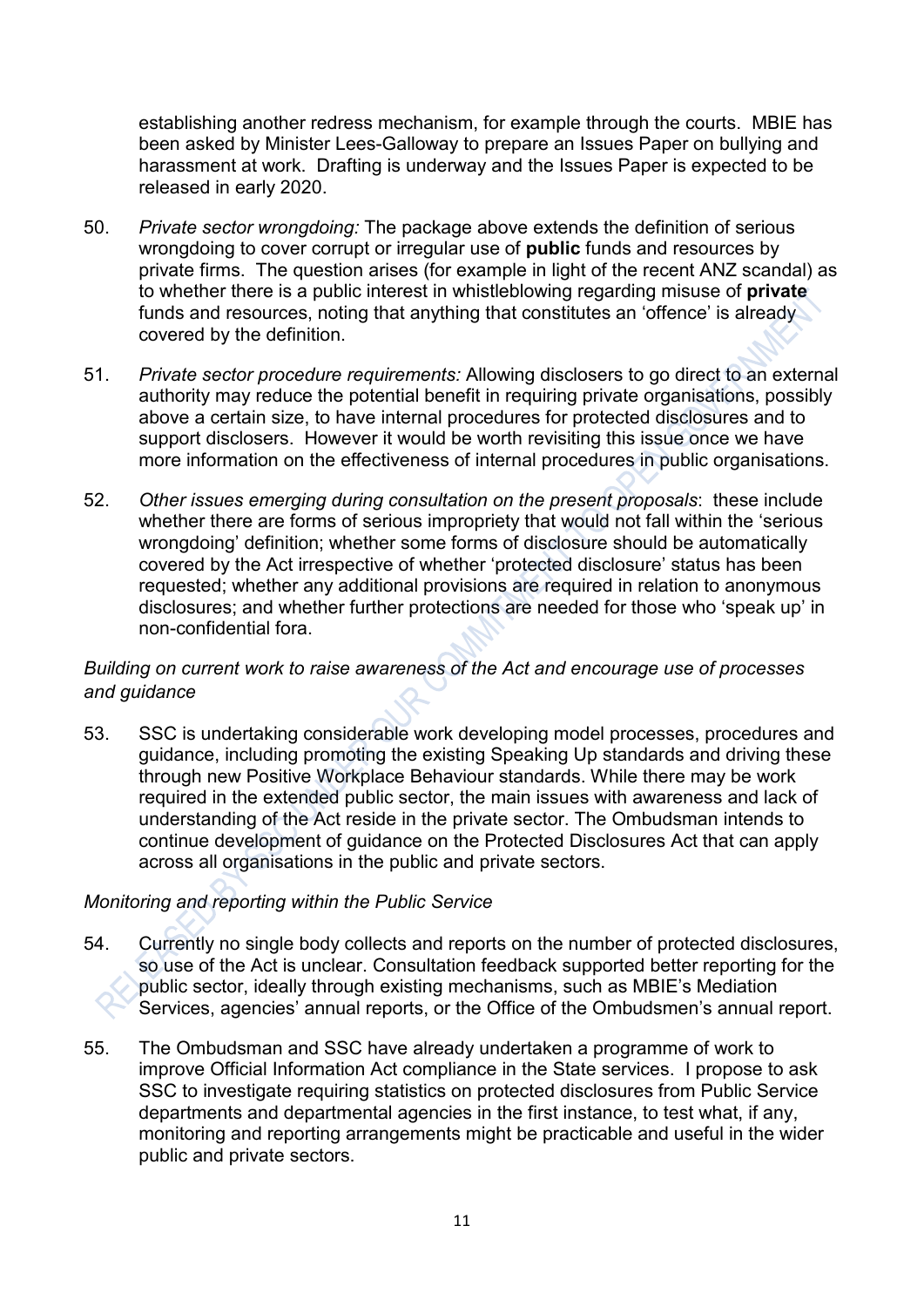establishing another redress mechanism, for example through the courts. MBIE has been asked by Minister Lees-Galloway to prepare an Issues Paper on bullying and harassment at work. Drafting is underway and the Issues Paper is expected to be released in early 2020.

50. *Private sector wrongdoing:* The package above extends the definition of serious wrongdoing to cover corrupt or irregular use of **public** funds and resources by private firms. The question arises (for example in light of the recent ANZ scandal) as to whether there is a public interest in whistleblowing regarding misuse of **private** funds and resources, noting that anything that constitutes an 'offence' is already covered by the definition.

51. *Private sector procedure requirements:* Allowing disclosers to go direct to an external authority may reduce the potential benefit in requiring private organisations, possibly above a certain size, to have internal procedures for protected disclosures and to support disclosers. However it would be worth revisiting this issue once we have more information on the effectiveness of internal procedures in public organisations.

52. *Other issues emerging during consultation on the present proposals*: these include whether there are forms of serious impropriety that would not fall within the 'serious wrongdoing' definition; whether some forms of disclosure should be automatically covered by the Act irrespective of whether 'protected disclosure' status has been requested; whether any additional provisions are required in relation to anonymous disclosures; and whether further protections are needed for those who 'speak up' in non-confidential fora.

*Building on current work to raise awareness of the Act and encourage use of processes and guidance*

53. SSC is undertaking considerable work developing model processes, procedures and guidance, including promoting the existing Speaking Up standards and driving these through new Positive Workplace Behaviour standards. While there may be work required in the extended public sector, the main issues with awareness and lack of understanding of the Act reside in the private sector. The Ombudsman intends to continue development of guidance on the Protected Disclosures Act that can apply across all organisations in the public and private sectors.

*Monitoring and reporting within the Public Service*

54. Currently no single body collects and reports on the number of protected disclosures, so use of the Act is unclear. Consultation feedback supported better reporting for the public sector, ideally through existing mechanisms, such as MBIE's Mediation Services, agencies' annual reports, or the Office of the Ombudsmen's annual report.

55. The Ombudsman and SSC have already undertaken a programme of work to improve Official Information Act compliance in the State services. I propose to ask SSC to investigate requiring statistics on protected disclosures from Public Service departments and departmental agencies in the first instance, to test what, if any, monitoring and reporting arrangements might be practicable and useful in the wider public and private sectors.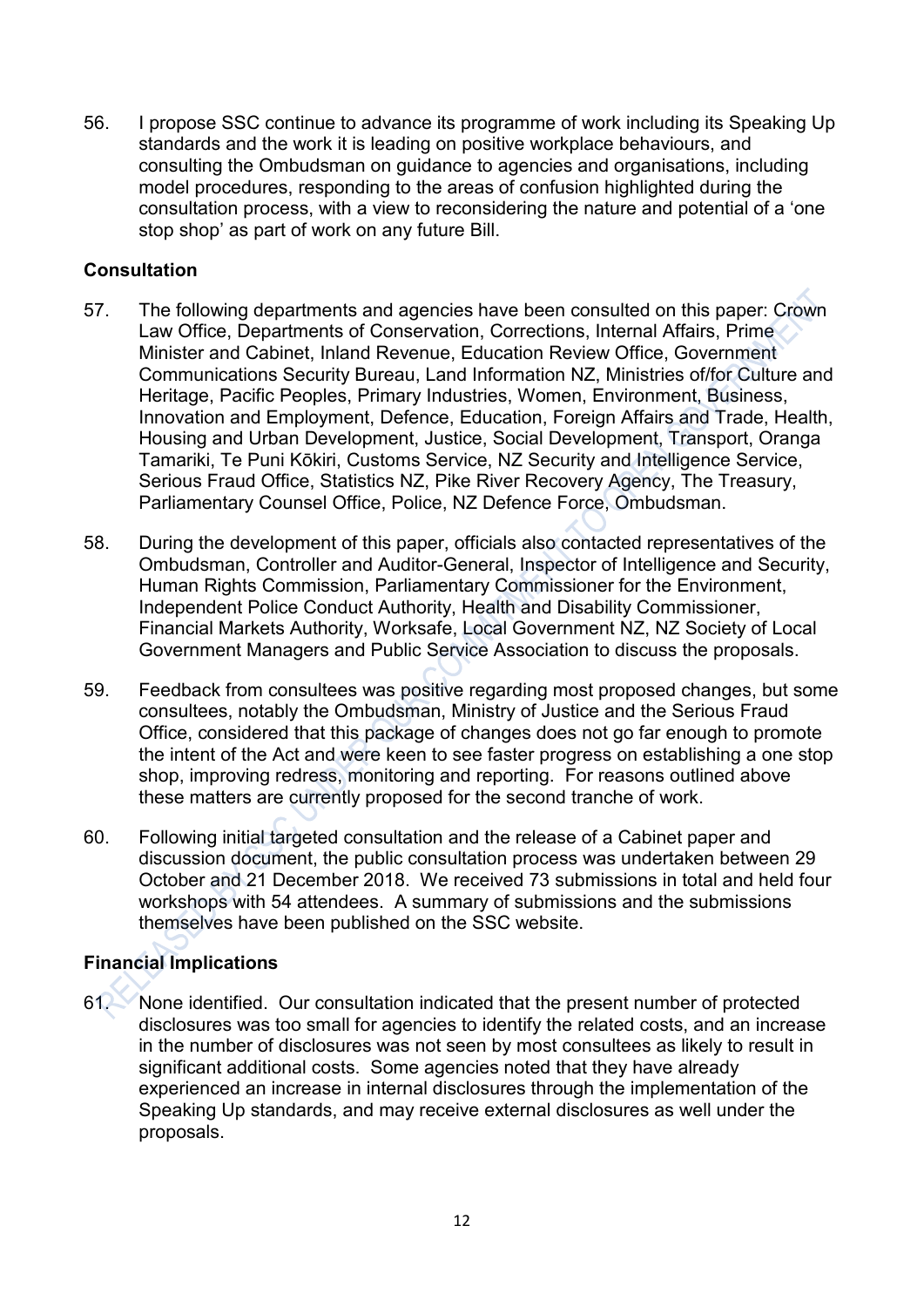56. I propose SSC continue to advance its programme of work including its Speaking Up standards and the work it is leading on positive workplace behaviours, and consulting the Ombudsman on guidance to agencies and organisations, including model procedures, responding to the areas of confusion highlighted during the consultation process, with a view to reconsidering the nature and potential of a 'one stop shop' as part of work on any future Bill.

## Consultation

57. The following departments and agencies have been consulted on this paper: Crown Law Office, Departments of Conservation, Corrections, Internal Affairs, Prime Minister and Cabinet, Inland Revenue, Education Review Office, Government Communications Security Bureau, Land Information NZ, Ministries of/for Culture and Heritage, Pacific Peoples, Primary Industries, Women, Environment, Business, Innovation and Employment, Defence, Education, Foreign Affairs and Trade, Health, Housing and Urban Development, Justice, Social Development, Transport, Oranga Tamariki, Te Puni Kōkiri, Customs Service, NZ Security and Intelligence Service, Serious Fraud Office, Statistics NZ, Pike River Recovery Agency, The Treasury, Parliamentary Counsel Office, Police, NZ Defence Force, Ombudsman.

58. During the development of this paper, officials also contacted representatives of the Ombudsman, Controller and Auditor-General, Inspector of Intelligence and Security, Human Rights Commission, Parliamentary Commissioner for the Environment, Independent Police Conduct Authority, Health and Disability Commissioner, Financial Markets Authority, Worksafe, Local Government NZ, NZ Society of Local Government Managers and Public Service Association to discuss the proposals.

59. Feedback from consultees was positive regarding most proposed changes, but some consultees, notably the Ombudsman, Ministry of Justice and the Serious Fraud Office, considered that this package of changes does not go far enough to promote the intent of the Act and were keen to see faster progress on establishing a one stop shop, improving redress, monitoring and reporting. For reasons outlined above these matters are currently proposed for the second tranche of work.

60. Following initial targeted consultation and the release of a Cabinet paper and discussion document, the public consultation process was undertaken between 29 October and 21 December 2018. We received 73 submissions in total and held four workshops with 54 attendees. A summary of submissions and the submissions themselves have been published on the SSC website.

## Financial Implications

61. None identified. Our consultation indicated that the present number of protected disclosures was too small for agencies to identify the related costs, and an increase in the number of disclosures was not seen by most consultees as likely to result in significant additional costs. Some agencies noted that they have already experienced an increase in internal disclosures through the implementation of the Speaking Up standards, and may receive external disclosures as well under the proposals.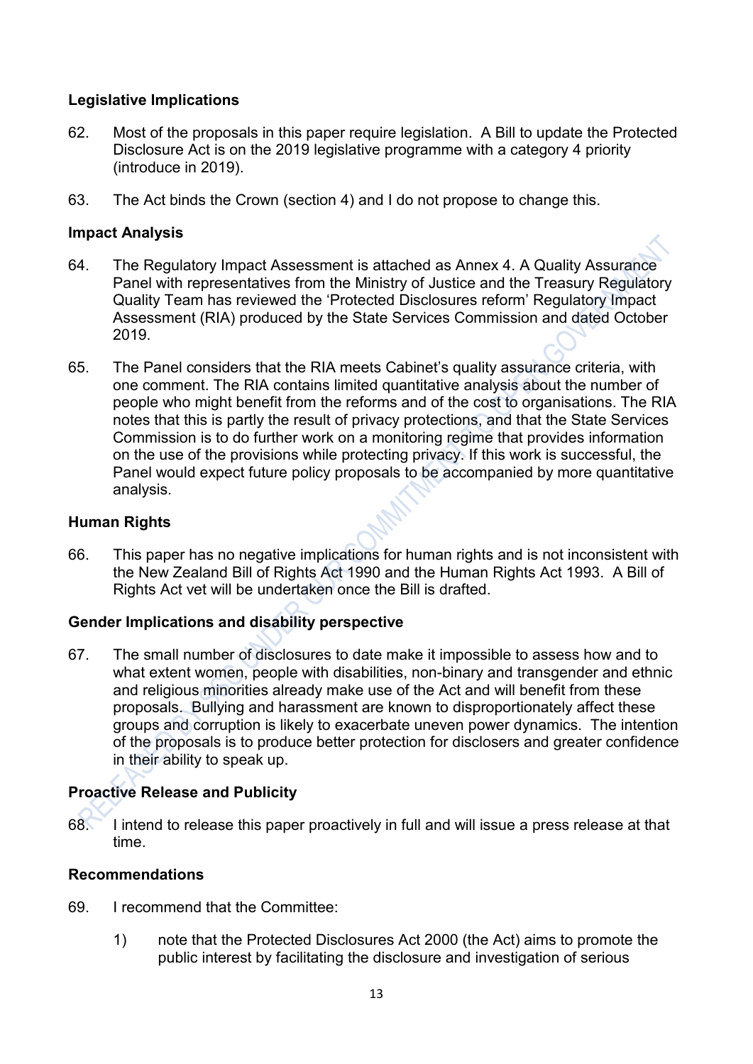## Legislative Implications

62. Most of the proposals in this paper require legislation. A Bill to update the Protected Disclosure Act is on the 2019 legislative programme with a category 4 priority (introduce in 2019).

63. The Act binds the Crown (section 4) and I do not propose to change this.

## Impact Analysis

64. The Regulatory Impact Assessment is attached as Annex 4. A Quality Assurance Panel with representatives from the Ministry of Justice and the Treasury Regulatory Quality Team has reviewed the 'Protected Disclosures reform' Regulatory Impact Assessment (RIA) produced by the State Services Commission and dated October 2019.

65. The Panel considers that the RIA meets Cabinet's quality assurance criteria, with one comment. The RIA contains limited quantitative analysis about the number of people who might benefit from the reforms and of the cost to organisations. The RIA notes that this is partly the result of privacy protections, and that the State Services Commission is to do further work on a monitoring regime that provides information on the use of the provisions while protecting privacy. If this work is successful, the Panel would expect future policy proposals to be accompanied by more quantitative analysis.

## Human Rights

66. This paper has no negative implications for human rights and is not inconsistent with the New Zealand Bill of Rights Act 1990 and the Human Rights Act 1993. A Bill of Rights Act vet will be undertaken once the Bill is drafted.

## Gender Implications and disability perspective

67. The small number of disclosures to date make it impossible to assess how and to what extent women, people with disabilities, non-binary and transgender and ethnic and religious minorities already make use of the Act and will benefit from these proposals. Bullying and harassment are known to disproportionately affect these groups and corruption is likely to exacerbate uneven power dynamics. The intention of the proposals is to produce better protection for disclosers and greater confidence in their ability to speak up.

## Proactive Release and Publicity

68. I intend to release this paper proactively in full and will issue a press release at that time.

## Recommendations

69. I recommend that the Committee:

    1) note that the Protected Disclosures Act 2000 (the Act) aims to promote the public interest by facilitating the disclosure and investigation of serious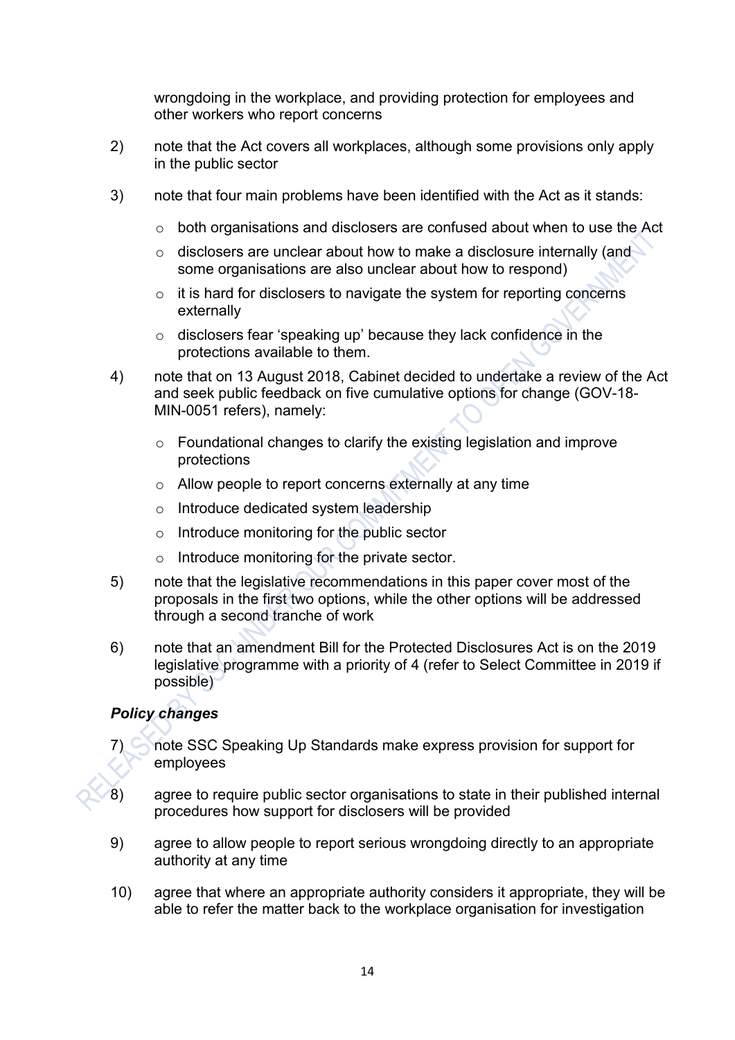wrongdoing in the workplace, and providing protection for employees and other workers who report concerns

2) note that the Act covers all workplaces, although some provisions only apply in the public sector

3) note that four main problems have been identified with the Act as it stands:

   - both organisations and disclosers are confused about when to use the Act
   - disclosers are unclear about how to make a disclosure internally (and some organisations are also unclear about how to respond)
   - it is hard for disclosers to navigate the system for reporting concerns externally
   - disclosers fear 'speaking up' because they lack confidence in the protections available to them.

4) note that on 13 August 2018, Cabinet decided to undertake a review of the Act and seek public feedback on five cumulative options for change (GOV-18-MIN-0051 refers), namely:

   - Foundational changes to clarify the existing legislation and improve protections
   - Allow people to report concerns externally at any time
   - Introduce dedicated system leadership
   - Introduce monitoring for the public sector
   - Introduce monitoring for the private sector.

5) note that the legislative recommendations in this paper cover most of the proposals in the first two options, while the other options will be addressed through a second tranche of work

6) note that an amendment Bill for the Protected Disclosures Act is on the 2019 legislative programme with a priority of 4 (refer to Select Committee in 2019 if possible)

### *Policy changes*

7) note SSC Speaking Up Standards make express provision for support for employees

8) agree to require public sector organisations to state in their published internal procedures how support for disclosers will be provided

9) agree to allow people to report serious wrongdoing directly to an appropriate authority at any time

10) agree that where an appropriate authority considers it appropriate, they will be able to refer the matter back to the workplace organisation for investigation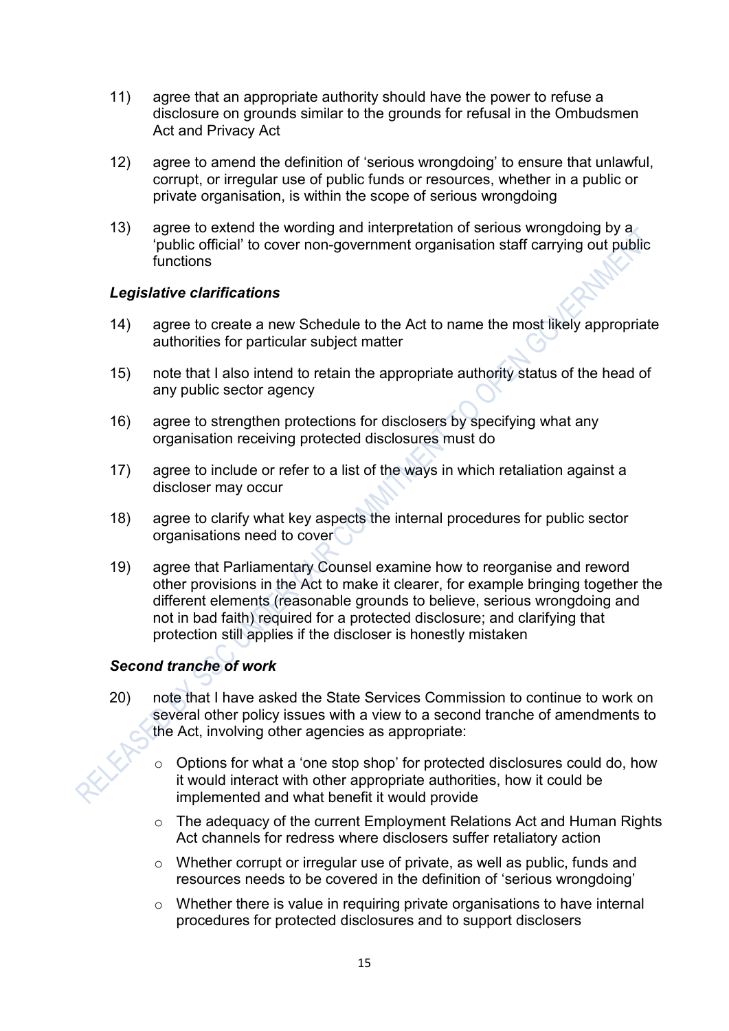11) agree that an appropriate authority should have the power to refuse a disclosure on grounds similar to the grounds for refusal in the Ombudsmen Act and Privacy Act

12) agree to amend the definition of 'serious wrongdoing' to ensure that unlawful, corrupt, or irregular use of public funds or resources, whether in a public or private organisation, is within the scope of serious wrongdoing

13) agree to extend the wording and interpretation of serious wrongdoing by a 'public official' to cover non-government organisation staff carrying out public functions

***Legislative clarifications***

14) agree to create a new Schedule to the Act to name the most likely appropriate authorities for particular subject matter

15) note that I also intend to retain the appropriate authority status of the head of any public sector agency

16) agree to strengthen protections for disclosers by specifying what any organisation receiving protected disclosures must do

17) agree to include or refer to a list of the ways in which retaliation against a discloser may occur

18) agree to clarify what key aspects the internal procedures for public sector organisations need to cover

19) agree that Parliamentary Counsel examine how to reorganise and reword other provisions in the Act to make it clearer, for example bringing together the different elements (reasonable grounds to believe, serious wrongdoing and not in bad faith) required for a protected disclosure; and clarifying that protection still applies if the discloser is honestly mistaken

***Second tranche of work***

20) note that I have asked the State Services Commission to continue to work on several other policy issues with a view to a second tranche of amendments to the Act, involving other agencies as appropriate:

  - Options for what a 'one stop shop' for protected disclosures could do, how it would interact with other appropriate authorities, how it could be implemented and what benefit it would provide
  - The adequacy of the current Employment Relations Act and Human Rights Act channels for redress where disclosers suffer retaliatory action
  - Whether corrupt or irregular use of private, as well as public, funds and resources needs to be covered in the definition of 'serious wrongdoing'
  - Whether there is value in requiring private organisations to have internal procedures for protected disclosures and to support disclosers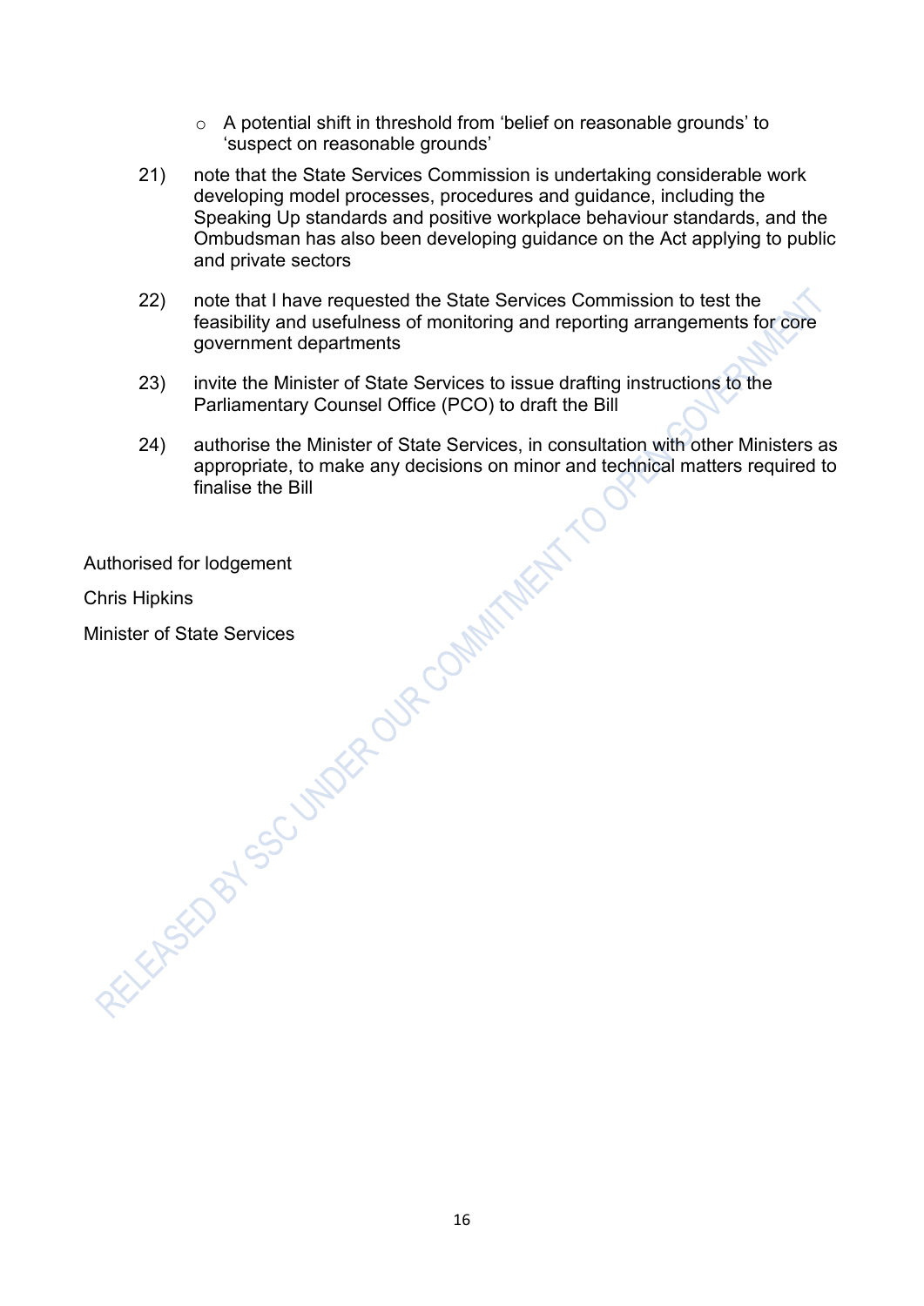- A potential shift in threshold from 'belief on reasonable grounds' to 'suspect on reasonable grounds'

21) note that the State Services Commission is undertaking considerable work developing model processes, procedures and guidance, including the Speaking Up standards and positive workplace behaviour standards, and the Ombudsman has also been developing guidance on the Act applying to public and private sectors

22) note that I have requested the State Services Commission to test the feasibility and usefulness of monitoring and reporting arrangements for core government departments

23) invite the Minister of State Services to issue drafting instructions to the Parliamentary Counsel Office (PCO) to draft the Bill

24) authorise the Minister of State Services, in consultation with other Ministers as appropriate, to make any decisions on minor and technical matters required to finalise the Bill

Authorised for lodgement

Chris Hipkins

Minister of State Services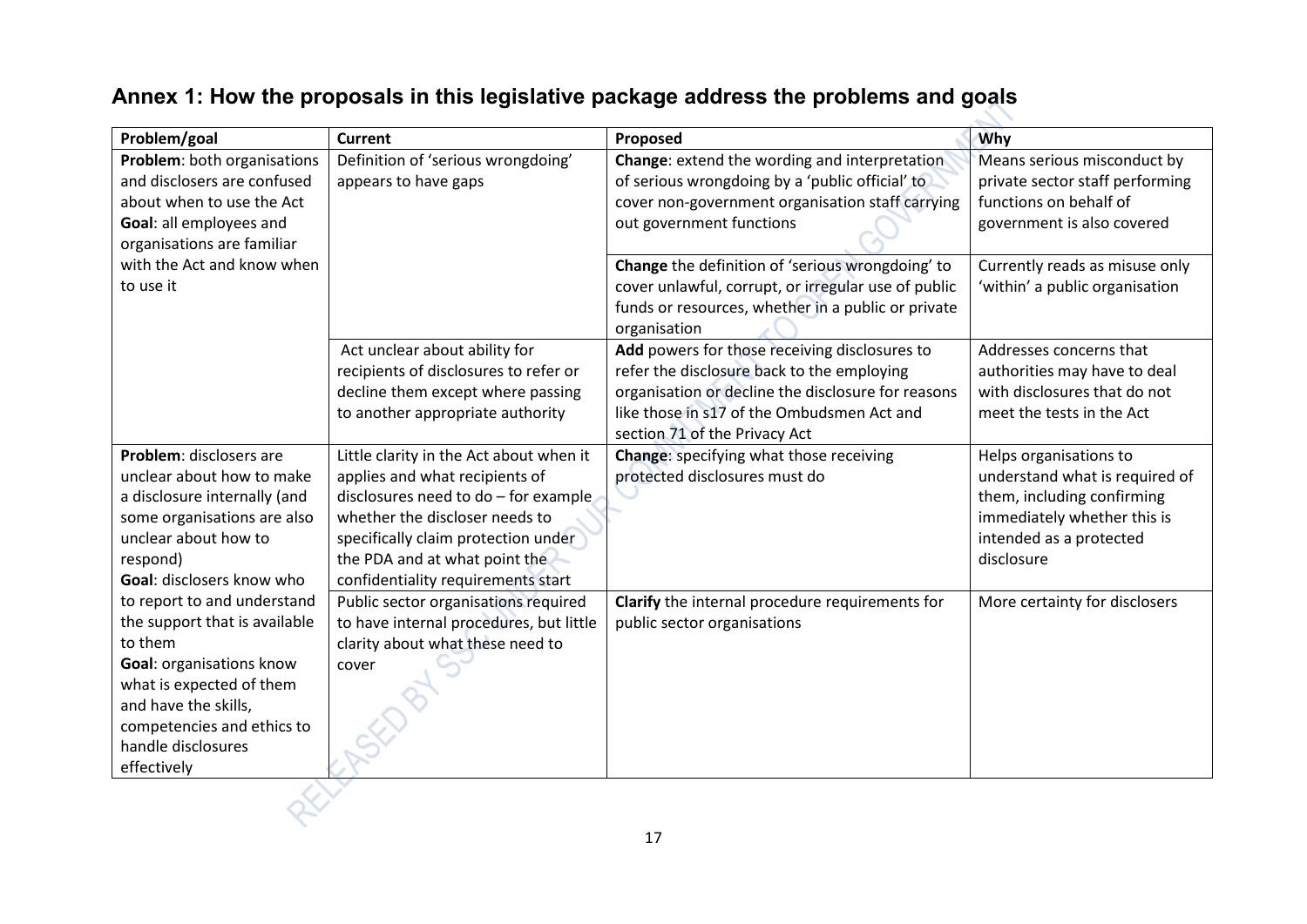## Annex 1: How the proposals in this legislative package address the problems and goals

| Problem/goal | Current | Proposed | Why |
|---|---|---|---|
| **Problem**: both organisations and disclosers are confused about when to use the Act<br>**Goal**: all employees and organisations are familiar with the Act and know when to use it | Definition of 'serious wrongdoing' appears to have gaps | **Change**: extend the wording and interpretation of serious wrongdoing by a 'public official' to cover non-government organisation staff carrying out government functions | Means serious misconduct by private sector staff performing functions on behalf of government is also covered |
| | | **Change** the definition of 'serious wrongdoing' to cover unlawful, corrupt, or irregular use of public funds or resources, whether in a public or private organisation | Currently reads as misuse only 'within' a public organisation |
| | Act unclear about ability for recipients of disclosures to refer or decline them except where passing to another appropriate authority | **Add** powers for those receiving disclosures to refer the disclosure back to the employing organisation or decline the disclosure for reasons like those in s17 of the Ombudsmen Act and section 71 of the Privacy Act | Addresses concerns that authorities may have to deal with disclosures that do not meet the tests in the Act |
| **Problem**: disclosers are unclear about how to make a disclosure internally (and some organisations are also unclear about how to respond)<br>**Goal**: disclosers know who to report to and understand the support that is available to them<br>**Goal**: organisations know what is expected of them and have the skills, competencies and ethics to handle disclosures effectively | Little clarity in the Act about when it applies and what recipients of disclosures need to do – for example whether the discloser needs to specifically claim protection under the PDA and at what point the confidentiality requirements start | **Change**: specifying what those receiving protected disclosures must do | Helps organisations to understand what is required of them, including confirming immediately whether this is intended as a protected disclosure |
| | Public sector organisations required to have internal procedures, but little clarity about what these need to cover | **Clarify** the internal procedure requirements for public sector organisations | More certainty for disclosers |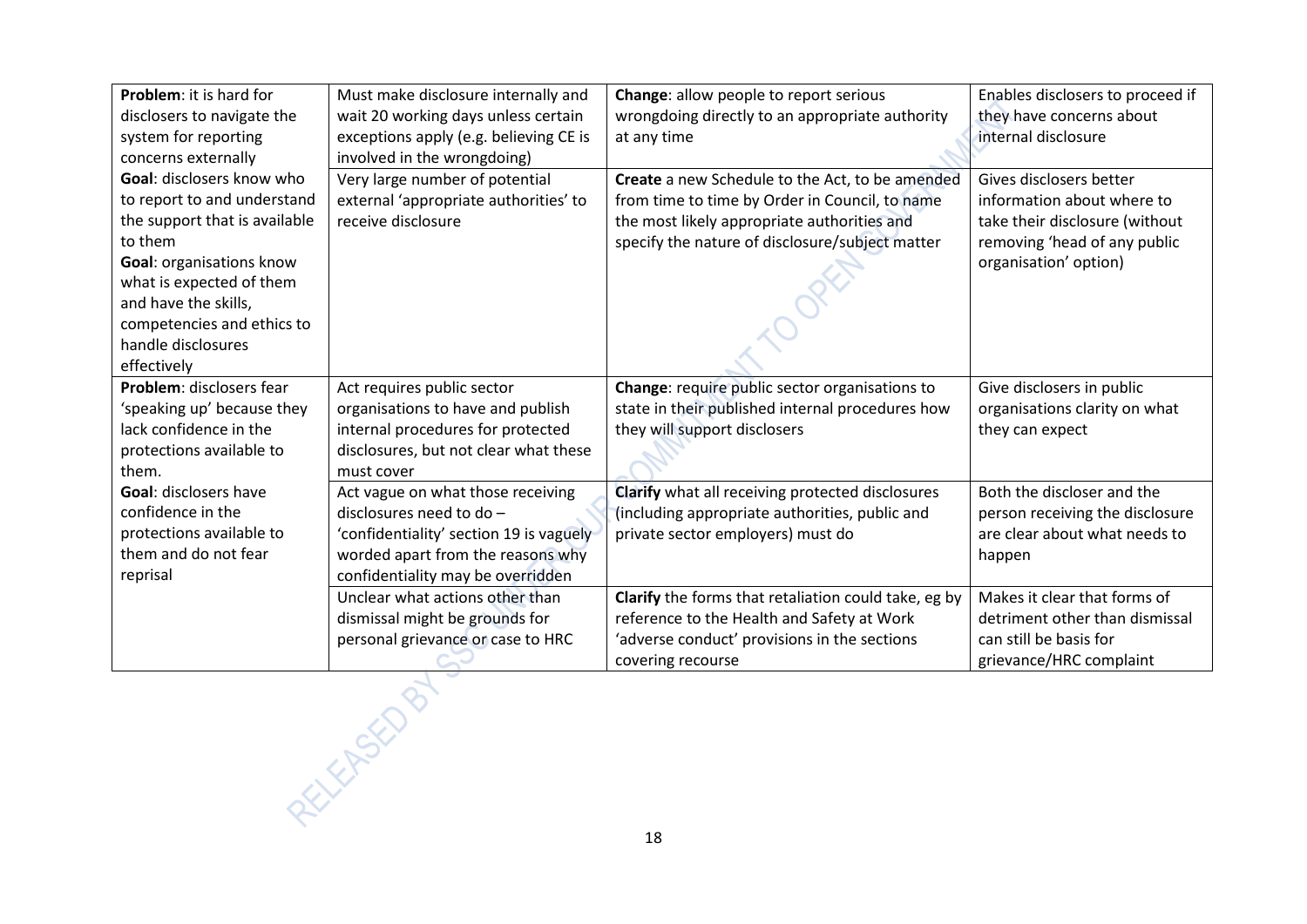| | | | |
|---|---|---|---|
| **Problem**: it is hard for disclosers to navigate the system for reporting concerns externally | Must make disclosure internally and wait 20 working days unless certain exceptions apply (e.g. believing CE is involved in the wrongdoing) | **Change**: allow people to report serious wrongdoing directly to an appropriate authority at any time | Enables disclosers to proceed if they have concerns about internal disclosure |
| **Goal**: disclosers know who to report to and understand the support that is available to them **Goal**: organisations know what is expected of them and have the skills, competencies and ethics to handle disclosures effectively | Very large number of potential external 'appropriate authorities' to receive disclosure | **Create** a new Schedule to the Act, to be amended from time to time by Order in Council, to name the most likely appropriate authorities and specify the nature of disclosure/subject matter | Gives disclosers better information about where to take their disclosure (without removing 'head of any public organisation' option) |
| **Problem**: disclosers fear 'speaking up' because they lack confidence in the protections available to them. | Act requires public sector organisations to have and publish internal procedures for protected disclosures, but not clear what these must cover | **Change**: require public sector organisations to state in their published internal procedures how they will support disclosers | Give disclosers in public organisations clarity on what they can expect |
| **Goal**: disclosers have confidence in the protections available to them and do not fear reprisal | Act vague on what those receiving disclosures need to do – 'confidentiality' section 19 is vaguely worded apart from the reasons why confidentiality may be overridden | **Clarify** what all receiving protected disclosures (including appropriate authorities, public and private sector employers) must do | Both the discloser and the person receiving the disclosure are clear about what needs to happen |
| | Unclear what actions other than dismissal might be grounds for personal grievance or case to HRC | **Clarify** the forms that retaliation could take, eg by reference to the Health and Safety at Work 'adverse conduct' provisions in the sections covering recourse | Makes it clear that forms of detriment other than dismissal can still be basis for grievance/HRC complaint |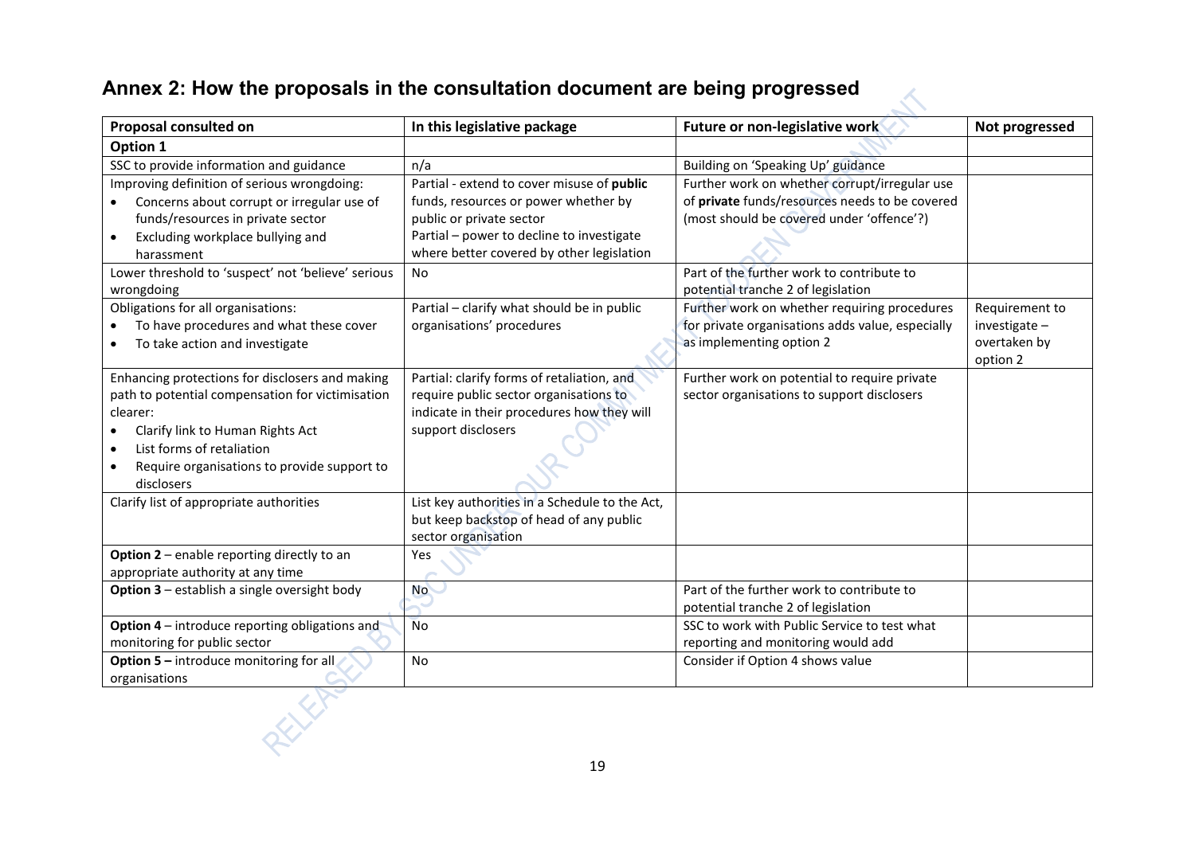## Annex 2: How the proposals in the consultation document are being progressed

| Proposal consulted on | In this legislative package | Future or non-legislative work | Not progressed |
|---|---|---|---|
| **Option 1** | | | |
| SSC to provide information and guidance | n/a | Building on 'Speaking Up' guidance | |
| Improving definition of serious wrongdoing:<br>• Concerns about corrupt or irregular use of funds/resources in private sector<br>• Excluding workplace bullying and harassment | Partial - extend to cover misuse of **public** funds, resources or power whether by public or private sector<br>Partial – power to decline to investigate where better covered by other legislation | Further work on whether corrupt/irregular use of **private** funds/resources needs to be covered (most should be covered under 'offence'?) | |
| Lower threshold to 'suspect' not 'believe' serious wrongdoing | No | Part of the further work to contribute to potential tranche 2 of legislation | |
| Obligations for all organisations:<br>• To have procedures and what these cover<br>• To take action and investigate | Partial – clarify what should be in public organisations' procedures | Further work on whether requiring procedures for private organisations adds value, especially as implementing option 2 | Requirement to investigate – overtaken by option 2 |
| Enhancing protections for disclosers and making path to potential compensation for victimisation clearer:<br>• Clarify link to Human Rights Act<br>• List forms of retaliation<br>• Require organisations to provide support to disclosers | Partial: clarify forms of retaliation, and require public sector organisations to indicate in their procedures how they will support disclosers | Further work on potential to require private sector organisations to support disclosers | |
| Clarify list of appropriate authorities | List key authorities in a Schedule to the Act, but keep backstop of head of any public sector organisation | | |
| **Option 2** – enable reporting directly to an appropriate authority at any time | Yes | | |
| **Option 3** – establish a single oversight body | No | Part of the further work to contribute to potential tranche 2 of legislation | |
| **Option 4** – introduce reporting obligations and monitoring for public sector | No | SSC to work with Public Service to test what reporting and monitoring would add | |
| **Option 5 –** introduce monitoring for all organisations | No | Consider if Option 4 shows value | |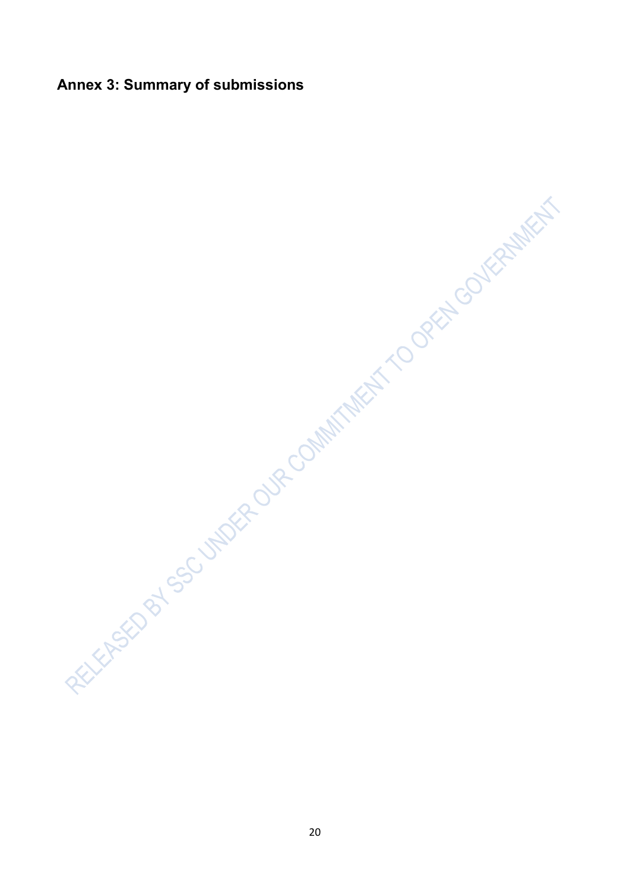## Annex 3: Summary of submissions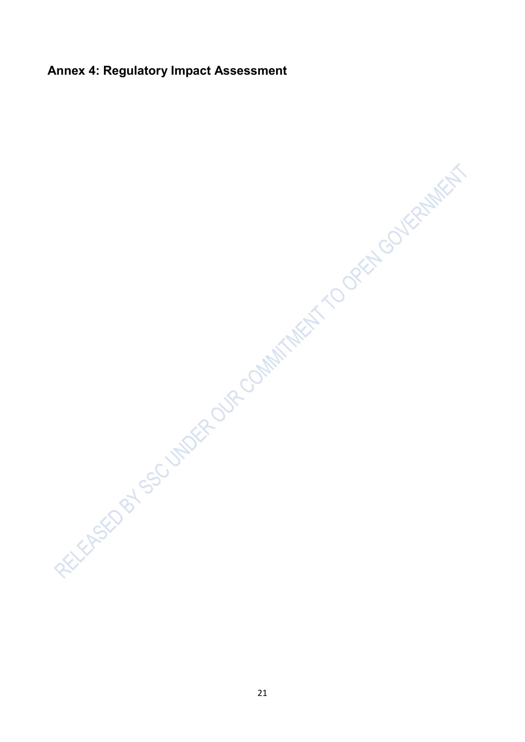## Annex 4: Regulatory Impact Assessment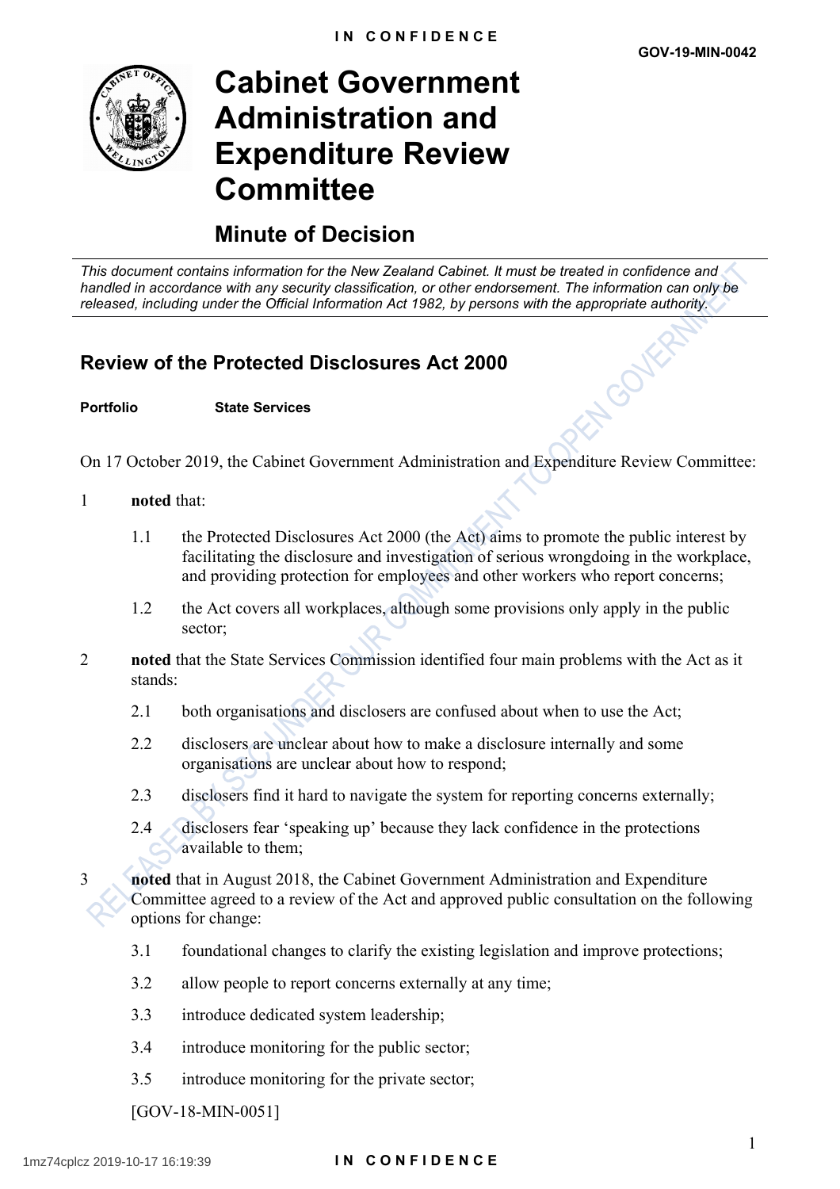IN CONFIDENCE

GOV-19-MIN-0042

# Cabinet Government Administration and Expenditure Review Committee

## Minute of Decision

*This document contains information for the New Zealand Cabinet. It must be treated in confidence and handled in accordance with any security classification, or other endorsement. The information can only be released, including under the Official Information Act 1982, by persons with the appropriate authority.*

## Review of the Protected Disclosures Act 2000

**Portfolio** **State Services**

On 17 October 2019, the Cabinet Government Administration and Expenditure Review Committee:

1 **noted** that:

1.1 the Protected Disclosures Act 2000 (the Act) aims to promote the public interest by facilitating the disclosure and investigation of serious wrongdoing in the workplace, and providing protection for employees and other workers who report concerns;

1.2 the Act covers all workplaces, although some provisions only apply in the public sector;

2 **noted** that the State Services Commission identified four main problems with the Act as it stands:

2.1 both organisations and disclosers are confused about when to use the Act;

2.2 disclosers are unclear about how to make a disclosure internally and some organisations are unclear about how to respond;

2.3 disclosers find it hard to navigate the system for reporting concerns externally;

2.4 disclosers fear 'speaking up' because they lack confidence in the protections available to them;

3 **noted** that in August 2018, the Cabinet Government Administration and Expenditure Committee agreed to a review of the Act and approved public consultation on the following options for change:

3.1 foundational changes to clarify the existing legislation and improve protections;

3.2 allow people to report concerns externally at any time;

3.3 introduce dedicated system leadership;

3.4 introduce monitoring for the public sector;

3.5 introduce monitoring for the private sector;

[GOV-18-MIN-0051]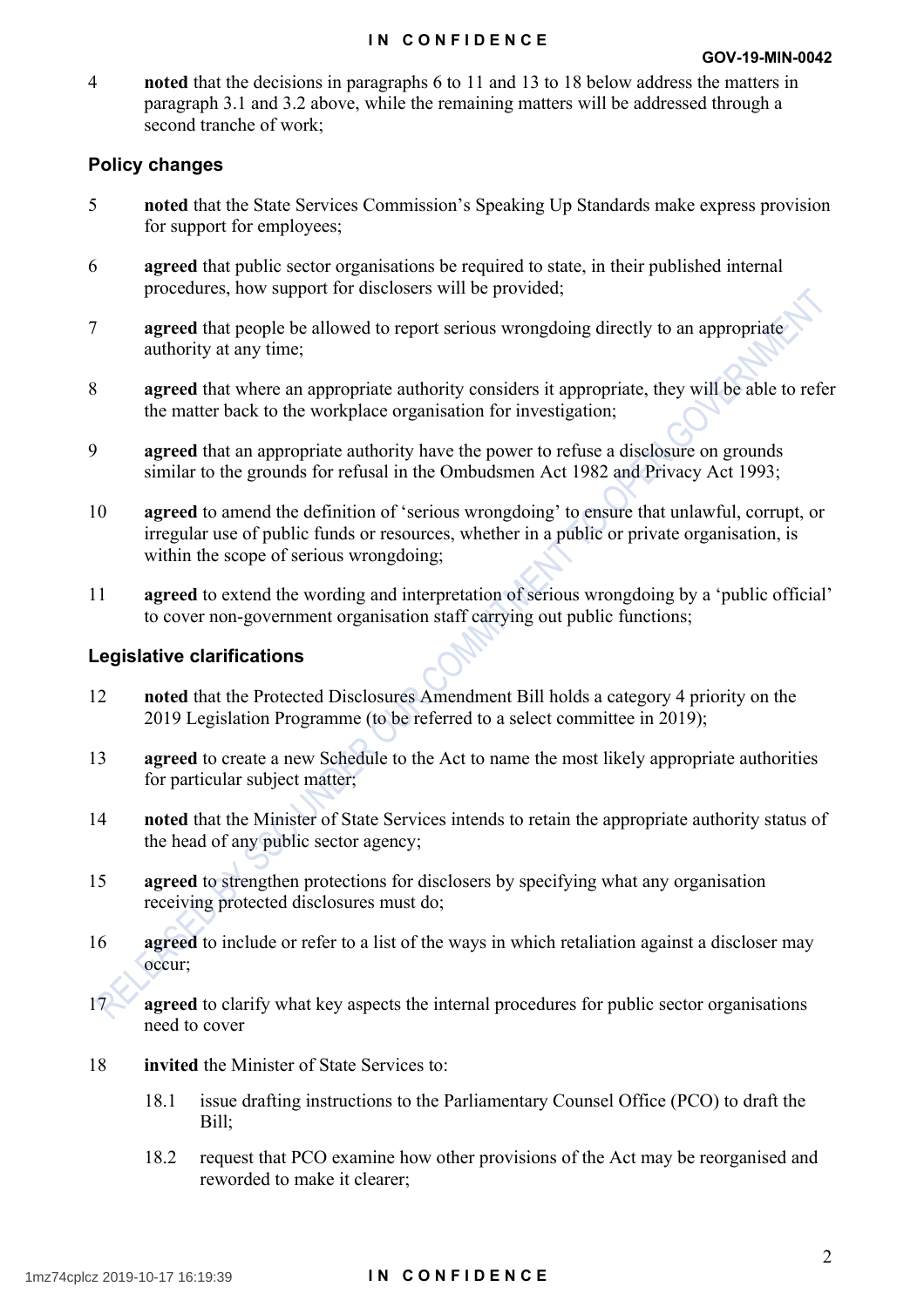4 **noted** that the decisions in paragraphs 6 to 11 and 13 to 18 below address the matters in paragraph 3.1 and 3.2 above, while the remaining matters will be addressed through a second tranche of work;

## Policy changes

5 **noted** that the State Services Commission's Speaking Up Standards make express provision for support for employees;

6 **agreed** that public sector organisations be required to state, in their published internal procedures, how support for disclosers will be provided;

7 **agreed** that people be allowed to report serious wrongdoing directly to an appropriate authority at any time;

8 **agreed** that where an appropriate authority considers it appropriate, they will be able to refer the matter back to the workplace organisation for investigation;

9 **agreed** that an appropriate authority have the power to refuse a disclosure on grounds similar to the grounds for refusal in the Ombudsmen Act 1982 and Privacy Act 1993;

10 **agreed** to amend the definition of 'serious wrongdoing' to ensure that unlawful, corrupt, or irregular use of public funds or resources, whether in a public or private organisation, is within the scope of serious wrongdoing;

11 **agreed** to extend the wording and interpretation of serious wrongdoing by a 'public official' to cover non-government organisation staff carrying out public functions;

## Legislative clarifications

12 **noted** that the Protected Disclosures Amendment Bill holds a category 4 priority on the 2019 Legislation Programme (to be referred to a select committee in 2019);

13 **agreed** to create a new Schedule to the Act to name the most likely appropriate authorities for particular subject matter;

14 **noted** that the Minister of State Services intends to retain the appropriate authority status of the head of any public sector agency;

15 **agreed** to strengthen protections for disclosers by specifying what any organisation receiving protected disclosures must do;

16 **agreed** to include or refer to a list of the ways in which retaliation against a discloser may occur;

17 **agreed** to clarify what key aspects the internal procedures for public sector organisations need to cover

18 **invited** the Minister of State Services to:

18.1 issue drafting instructions to the Parliamentary Counsel Office (PCO) to draft the Bill;

18.2 request that PCO examine how other provisions of the Act may be reorganised and reworded to make it clearer;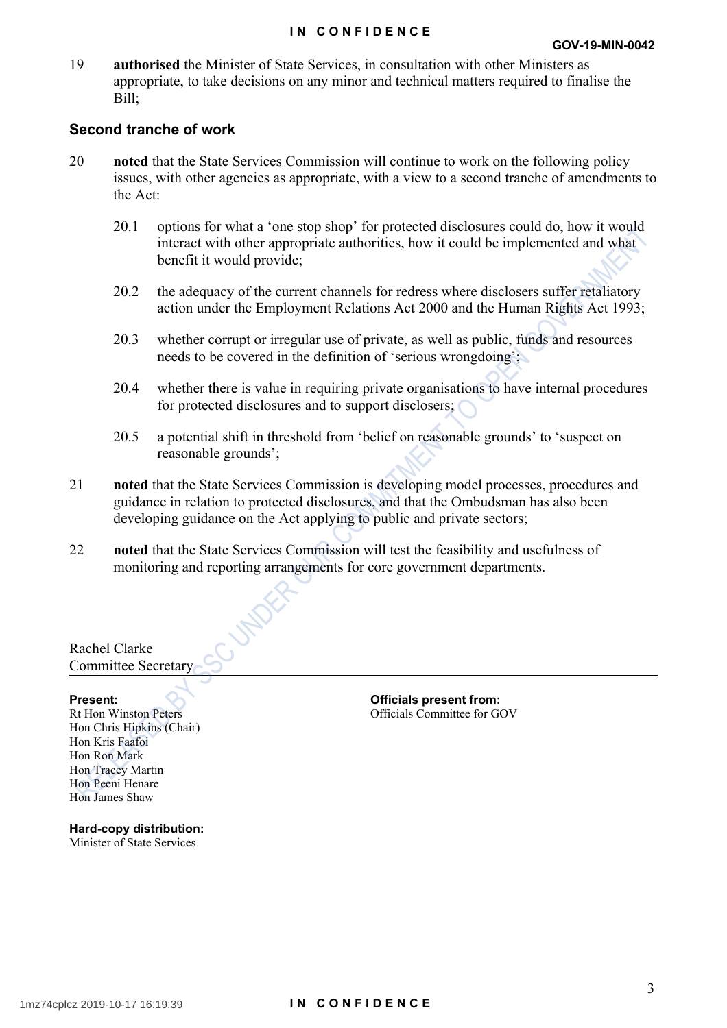19 **authorised** the Minister of State Services, in consultation with other Ministers as appropriate, to take decisions on any minor and technical matters required to finalise the Bill;

### Second tranche of work

20 **noted** that the State Services Commission will continue to work on the following policy issues, with other agencies as appropriate, with a view to a second tranche of amendments to the Act:

20.1 options for what a 'one stop shop' for protected disclosures could do, how it would interact with other appropriate authorities, how it could be implemented and what benefit it would provide;

20.2 the adequacy of the current channels for redress where disclosers suffer retaliatory action under the Employment Relations Act 2000 and the Human Rights Act 1993;

20.3 whether corrupt or irregular use of private, as well as public, funds and resources needs to be covered in the definition of 'serious wrongdoing';

20.4 whether there is value in requiring private organisations to have internal procedures for protected disclosures and to support disclosers;

20.5 a potential shift in threshold from 'belief on reasonable grounds' to 'suspect on reasonable grounds';

21 **noted** that the State Services Commission is developing model processes, procedures and guidance in relation to protected disclosures, and that the Ombudsman has also been developing guidance on the Act applying to public and private sectors;

22 **noted** that the State Services Commission will test the feasibility and usefulness of monitoring and reporting arrangements for core government departments.

Rachel Clarke
Committee Secretary

---

**Present:**
Rt Hon Winston Peters
Hon Chris Hipkins (Chair)
Hon Kris Faafoi
Hon Ron Mark
Hon Tracey Martin
Hon Peeni Henare
Hon James Shaw

**Officials present from:**
Officials Committee for GOV

**Hard-copy distribution:**
Minister of State Services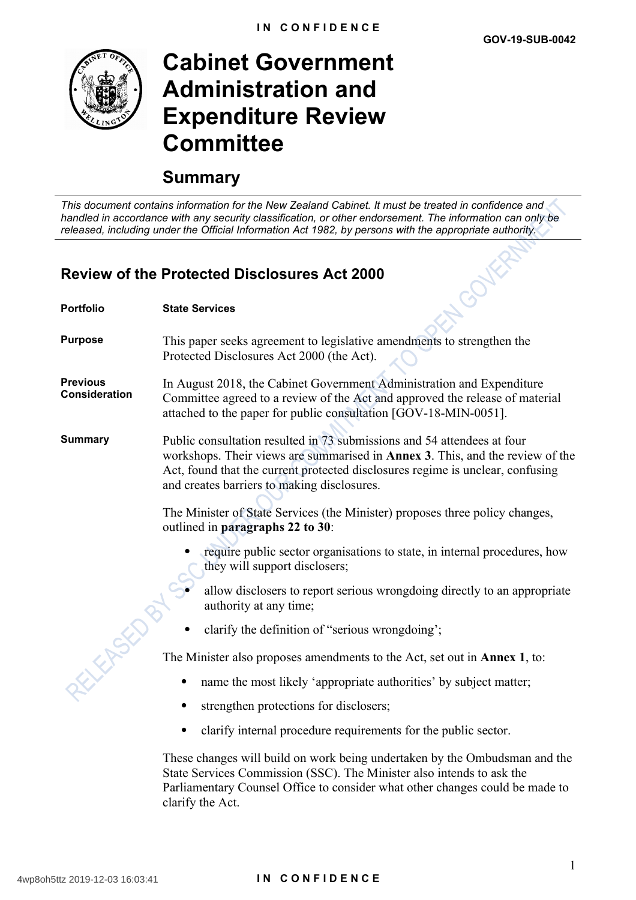**IN CONFIDENCE**

GOV-19-SUB-0042

# Cabinet Government Administration and Expenditure Review Committee

## Summary

*This document contains information for the New Zealand Cabinet. It must be treated in confidence and handled in accordance with any security classification, or other endorsement. The information can only be released, including under the Official Information Act 1982, by persons with the appropriate authority.*

### Review of the Protected Disclosures Act 2000

**Portfolio** **State Services**

**Purpose** This paper seeks agreement to legislative amendments to strengthen the Protected Disclosures Act 2000 (the Act).

**Previous Consideration** In August 2018, the Cabinet Government Administration and Expenditure Committee agreed to a review of the Act and approved the release of material attached to the paper for public consultation [GOV-18-MIN-0051].

**Summary** Public consultation resulted in 73 submissions and 54 attendees at four workshops. Their views are summarised in **Annex 3**. This, and the review of the Act, found that the current protected disclosures regime is unclear, confusing and creates barriers to making disclosures.

The Minister of State Services (the Minister) proposes three policy changes, outlined in **paragraphs 22 to 30**:

- require public sector organisations to state, in internal procedures, how they will support disclosers;
- allow disclosers to report serious wrongdoing directly to an appropriate authority at any time;
- clarify the definition of "serious wrongdoing';

The Minister also proposes amendments to the Act, set out in **Annex 1**, to:

- name the most likely 'appropriate authorities' by subject matter;
- strengthen protections for disclosers;
- clarify internal procedure requirements for the public sector.

These changes will build on work being undertaken by the Ombudsman and the State Services Commission (SSC). The Minister also intends to ask the Parliamentary Counsel Office to consider what other changes could be made to clarify the Act.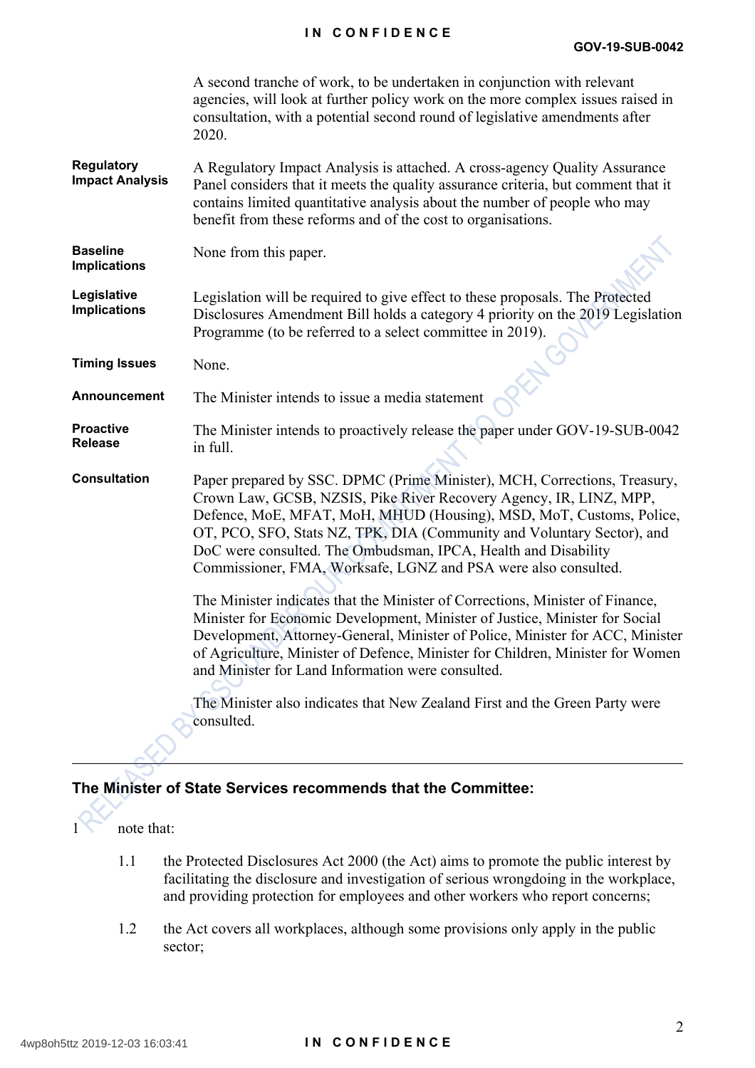A second tranche of work, to be undertaken in conjunction with relevant agencies, will look at further policy work on the more complex issues raised in consultation, with a potential second round of legislative amendments after 2020.

| | |
|---|---|
| **Regulatory Impact Analysis** | A Regulatory Impact Analysis is attached. A cross-agency Quality Assurance Panel considers that it meets the quality assurance criteria, but comment that it contains limited quantitative analysis about the number of people who may benefit from these reforms and of the cost to organisations. |
| **Baseline Implications** | None from this paper. |
| **Legislative Implications** | Legislation will be required to give effect to these proposals. The Protected Disclosures Amendment Bill holds a category 4 priority on the 2019 Legislation Programme (to be referred to a select committee in 2019). |
| **Timing Issues** | None. |
| **Announcement** | The Minister intends to issue a media statement |
| **Proactive Release** | The Minister intends to proactively release the paper under GOV-19-SUB-0042 in full. |
| **Consultation** | Paper prepared by SSC. DPMC (Prime Minister), MCH, Corrections, Treasury, Crown Law, GCSB, NZSIS, Pike River Recovery Agency, IR, LINZ, MPP, Defence, MoE, MFAT, MoH, MHUD (Housing), MSD, MoT, Customs, Police, OT, PCO, SFO, Stats NZ, TPK, DIA (Community and Voluntary Sector), and DoC were consulted. The Ombudsman, IPCA, Health and Disability Commissioner, FMA, Worksafe, LGNZ and PSA were also consulted.<br><br>The Minister indicates that the Minister of Corrections, Minister of Finance, Minister for Economic Development, Minister of Justice, Minister for Social Development, Attorney-General, Minister of Police, Minister for ACC, Minister of Agriculture, Minister of Defence, Minister for Children, Minister for Women and Minister for Land Information were consulted.<br><br>The Minister also indicates that New Zealand First and the Green Party were consulted. |

---

**The Minister of State Services recommends that the Committee:**

1 note that:

   1.1 the Protected Disclosures Act 2000 (the Act) aims to promote the public interest by facilitating the disclosure and investigation of serious wrongdoing in the workplace, and providing protection for employees and other workers who report concerns;

   1.2 the Act covers all workplaces, although some provisions only apply in the public sector;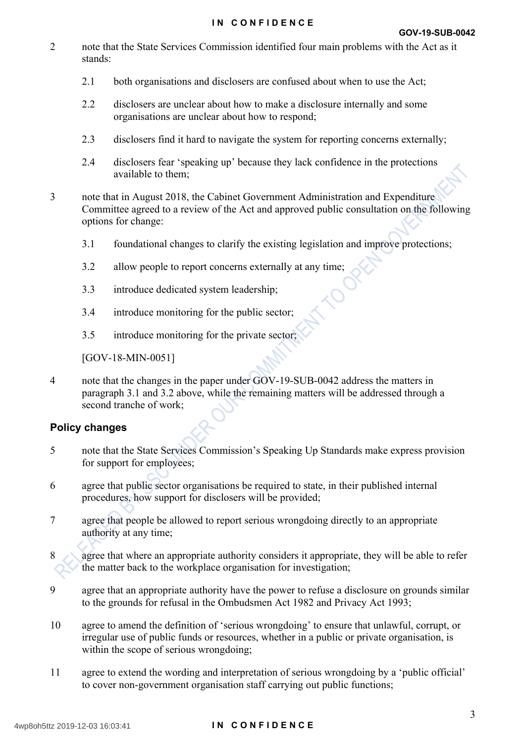2 note that the State Services Commission identified four main problems with the Act as it stands:

2.1 both organisations and disclosers are confused about when to use the Act;

2.2 disclosers are unclear about how to make a disclosure internally and some organisations are unclear about how to respond;

2.3 disclosers find it hard to navigate the system for reporting concerns externally;

2.4 disclosers fear 'speaking up' because they lack confidence in the protections available to them;

3 note that in August 2018, the Cabinet Government Administration and Expenditure Committee agreed to a review of the Act and approved public consultation on the following options for change:

3.1 foundational changes to clarify the existing legislation and improve protections;

3.2 allow people to report concerns externally at any time;

3.3 introduce dedicated system leadership;

3.4 introduce monitoring for the public sector;

3.5 introduce monitoring for the private sector;

[GOV-18-MIN-0051]

4 note that the changes in the paper under GOV-19-SUB-0042 address the matters in paragraph 3.1 and 3.2 above, while the remaining matters will be addressed through a second tranche of work;

### Policy changes

5 note that the State Services Commission's Speaking Up Standards make express provision for support for employees;

6 agree that public sector organisations be required to state, in their published internal procedures, how support for disclosers will be provided;

7 agree that people be allowed to report serious wrongdoing directly to an appropriate authority at any time;

8 agree that where an appropriate authority considers it appropriate, they will be able to refer the matter back to the workplace organisation for investigation;

9 agree that an appropriate authority have the power to refuse a disclosure on grounds similar to the grounds for refusal in the Ombudsmen Act 1982 and Privacy Act 1993;

10 agree to amend the definition of 'serious wrongdoing' to ensure that unlawful, corrupt, or irregular use of public funds or resources, whether in a public or private organisation, is within the scope of serious wrongdoing;

11 agree to extend the wording and interpretation of serious wrongdoing by a 'public official' to cover non-government organisation staff carrying out public functions;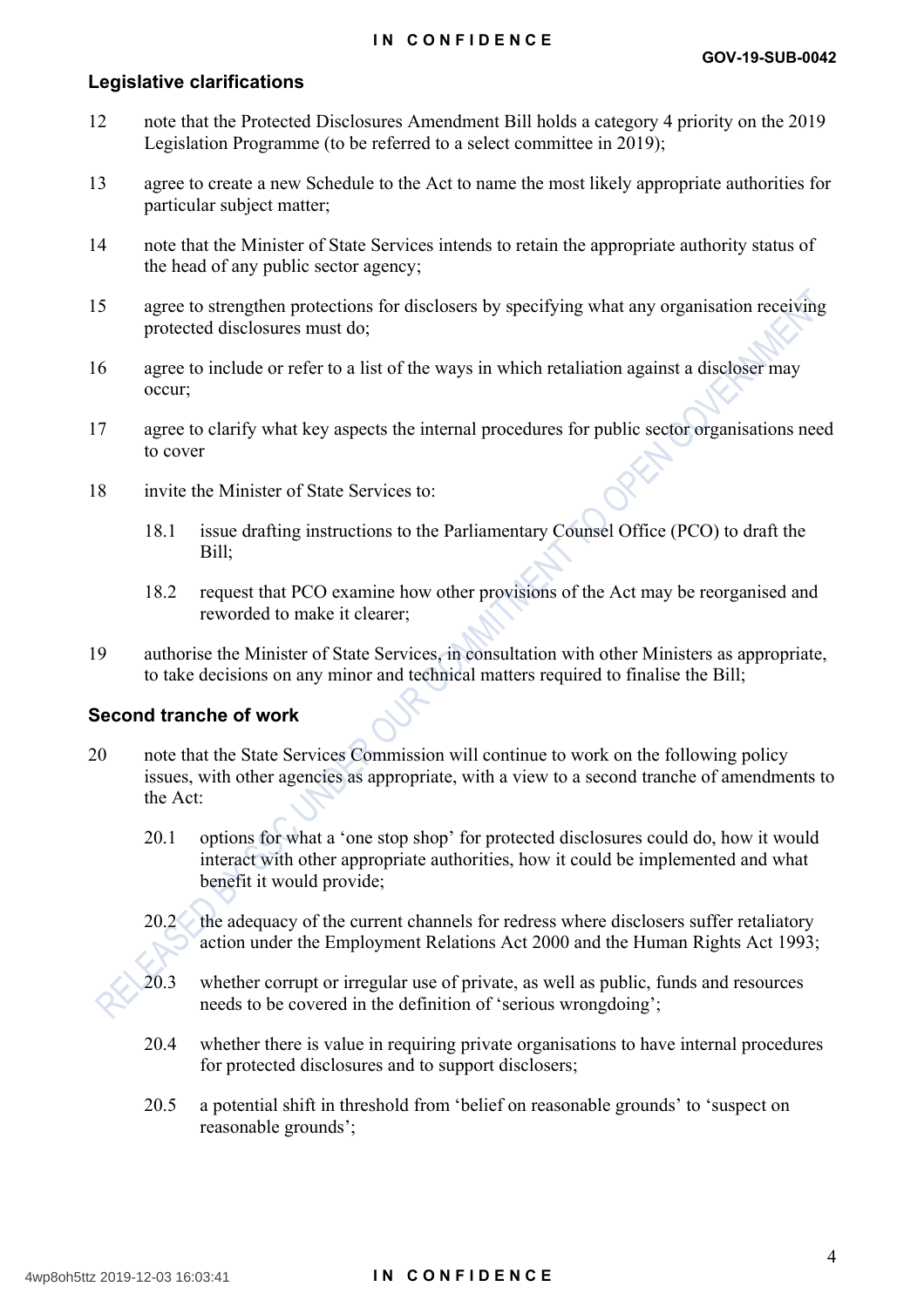## Legislative clarifications

12 note that the Protected Disclosures Amendment Bill holds a category 4 priority on the 2019 Legislation Programme (to be referred to a select committee in 2019);

13 agree to create a new Schedule to the Act to name the most likely appropriate authorities for particular subject matter;

14 note that the Minister of State Services intends to retain the appropriate authority status of the head of any public sector agency;

15 agree to strengthen protections for disclosers by specifying what any organisation receiving protected disclosures must do;

16 agree to include or refer to a list of the ways in which retaliation against a discloser may occur;

17 agree to clarify what key aspects the internal procedures for public sector organisations need to cover

18 invite the Minister of State Services to:

- 18.1 issue drafting instructions to the Parliamentary Counsel Office (PCO) to draft the Bill;
- 18.2 request that PCO examine how other provisions of the Act may be reorganised and reworded to make it clearer;

19 authorise the Minister of State Services, in consultation with other Ministers as appropriate, to take decisions on any minor and technical matters required to finalise the Bill;

## Second tranche of work

20 note that the State Services Commission will continue to work on the following policy issues, with other agencies as appropriate, with a view to a second tranche of amendments to the Act:

- 20.1 options for what a 'one stop shop' for protected disclosures could do, how it would interact with other appropriate authorities, how it could be implemented and what benefit it would provide;
- 20.2 the adequacy of the current channels for redress where disclosers suffer retaliatory action under the Employment Relations Act 2000 and the Human Rights Act 1993;
- 20.3 whether corrupt or irregular use of private, as well as public, funds and resources needs to be covered in the definition of 'serious wrongdoing';
- 20.4 whether there is value in requiring private organisations to have internal procedures for protected disclosures and to support disclosers;
- 20.5 a potential shift in threshold from 'belief on reasonable grounds' to 'suspect on reasonable grounds';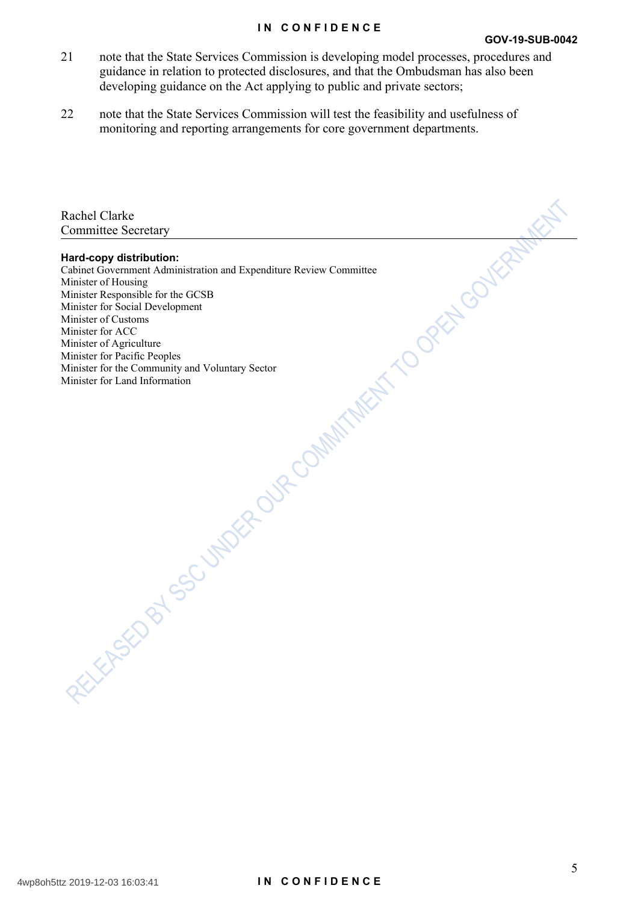21 note that the State Services Commission is developing model processes, procedures and guidance in relation to protected disclosures, and that the Ombudsman has also been developing guidance on the Act applying to public and private sectors;

22 note that the State Services Commission will test the feasibility and usefulness of monitoring and reporting arrangements for core government departments.

Rachel Clarke
Committee Secretary

**Hard-copy distribution:**
Cabinet Government Administration and Expenditure Review Committee
Minister of Housing
Minister Responsible for the GCSB
Minister for Social Development
Minister of Customs
Minister for ACC
Minister of Agriculture
Minister for Pacific Peoples
Minister for the Community and Voluntary Sector
Minister for Land Information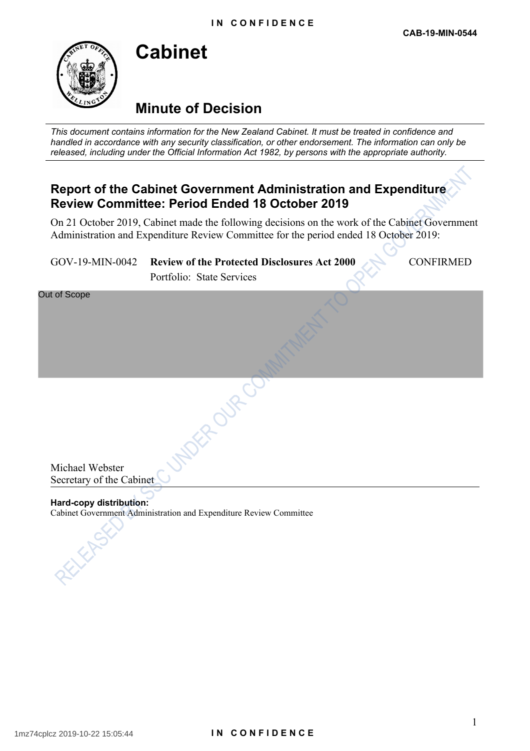CAB-19-MIN-0544

# Cabinet

## Minute of Decision

*This document contains information for the New Zealand Cabinet. It must be treated in confidence and handled in accordance with any security classification, or other endorsement. The information can only be released, including under the Official Information Act 1982, by persons with the appropriate authority.*

## Report of the Cabinet Government Administration and Expenditure Review Committee: Period Ended 18 October 2019

On 21 October 2019, Cabinet made the following decisions on the work of the Cabinet Government Administration and Expenditure Review Committee for the period ended 18 October 2019:

| | | |
|---|---|---|
| GOV-19-MIN-0042 | **Review of the Protected Disclosures Act 2000**<br>Portfolio: State Services | CONFIRMED |

Out of Scope

Michael Webster
Secretary of the Cabinet

**Hard-copy distribution:**
Cabinet Government Administration and Expenditure Review Committee